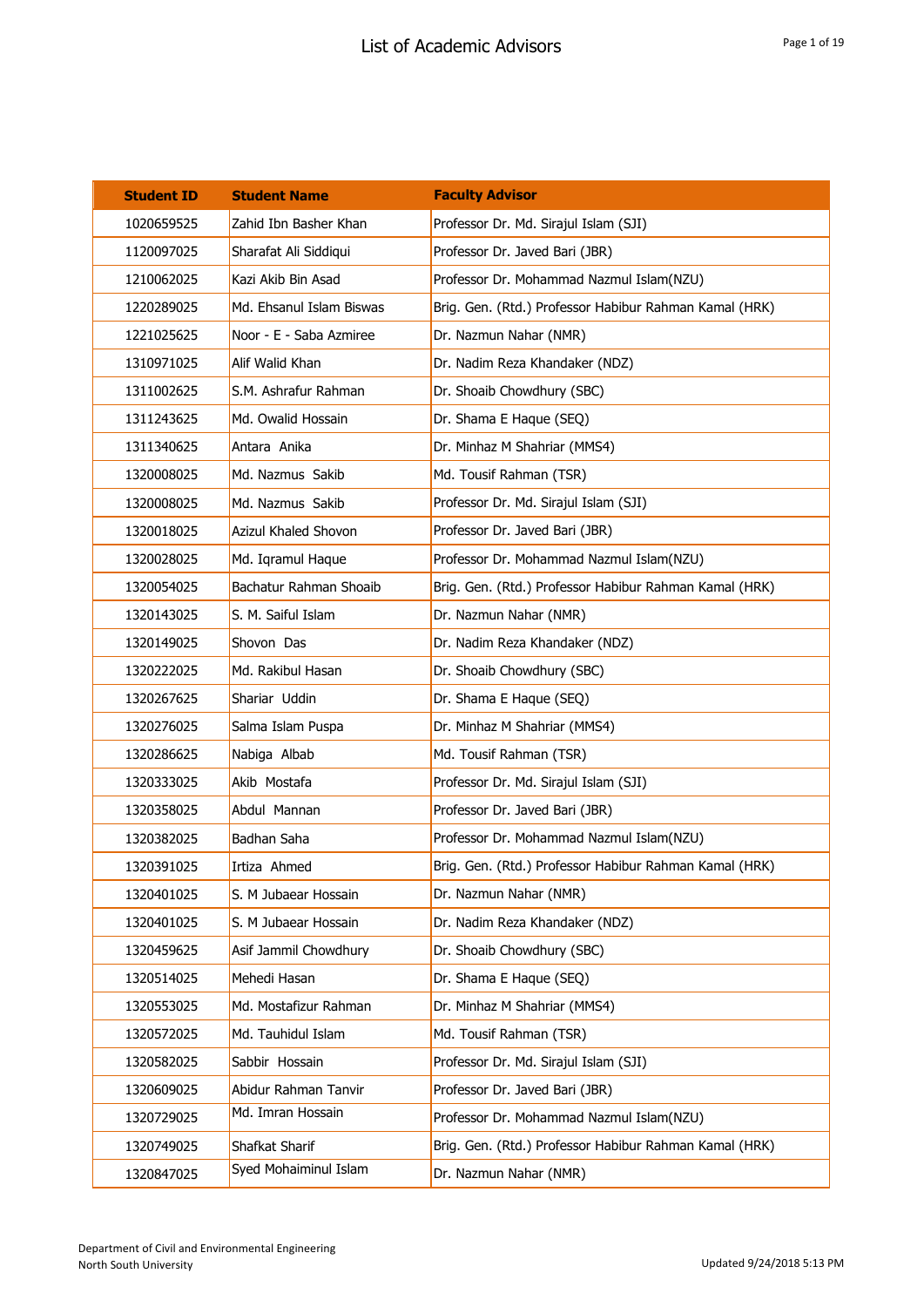# List of Academic Advisors

| Student ID | Student Name | Faculty Advisor |
|---|---|---|
| 1020659525 | Zahid Ibn Basher Khan | Professor Dr. Md. Sirajul Islam (SJI) |
| 1120097025 | Sharafat Ali Siddiqui | Professor Dr. Javed Bari (JBR) |
| 1210062025 | Kazi Akib Bin Asad | Professor Dr. Mohammad Nazmul Islam(NZU) |
| 1220289025 | Md. Ehsanul Islam Biswas | Brig. Gen. (Rtd.) Professor Habibur Rahman Kamal (HRK) |
| 1221025625 | Noor - E - Saba Azmiree | Dr. Nazmun Nahar (NMR) |
| 1310971025 | Alif Walid Khan | Dr. Nadim Reza Khandaker (NDZ) |
| 1311002625 | S.M. Ashrafur Rahman | Dr. Shoaib Chowdhury (SBC) |
| 1311243625 | Md. Owalid Hossain | Dr. Shama E Haque (SEQ) |
| 1311340625 | Antara Anika | Dr. Minhaz M Shahriar (MMS4) |
| 1320008025 | Md. Nazmus Sakib | Md. Tousif Rahman (TSR) |
| 1320008025 | Md. Nazmus Sakib | Professor Dr. Md. Sirajul Islam (SJI) |
| 1320018025 | Azizul Khaled Shovon | Professor Dr. Javed Bari (JBR) |
| 1320028025 | Md. Iqramul Haque | Professor Dr. Mohammad Nazmul Islam(NZU) |
| 1320054025 | Bachatur Rahman Shoaib | Brig. Gen. (Rtd.) Professor Habibur Rahman Kamal (HRK) |
| 1320143025 | S. M. Saiful Islam | Dr. Nazmun Nahar (NMR) |
| 1320149025 | Shovon Das | Dr. Nadim Reza Khandaker (NDZ) |
| 1320222025 | Md. Rakibul Hasan | Dr. Shoaib Chowdhury (SBC) |
| 1320267625 | Shariar Uddin | Dr. Shama E Haque (SEQ) |
| 1320276025 | Salma Islam Puspa | Dr. Minhaz M Shahriar (MMS4) |
| 1320286625 | Nabiga Albab | Md. Tousif Rahman (TSR) |
| 1320333025 | Akib Mostafa | Professor Dr. Md. Sirajul Islam (SJI) |
| 1320358025 | Abdul Mannan | Professor Dr. Javed Bari (JBR) |
| 1320382025 | Badhan Saha | Professor Dr. Mohammad Nazmul Islam(NZU) |
| 1320391025 | Irtiza Ahmed | Brig. Gen. (Rtd.) Professor Habibur Rahman Kamal (HRK) |
| 1320401025 | S. M Jubaear Hossain | Dr. Nazmun Nahar (NMR) |
| 1320401025 | S. M Jubaear Hossain | Dr. Nadim Reza Khandaker (NDZ) |
| 1320459625 | Asif Jammil Chowdhury | Dr. Shoaib Chowdhury (SBC) |
| 1320514025 | Mehedi Hasan | Dr. Shama E Haque (SEQ) |
| 1320553025 | Md. Mostafizur Rahman | Dr. Minhaz M Shahriar (MMS4) |
| 1320572025 | Md. Tauhidul Islam | Md. Tousif Rahman (TSR) |
| 1320582025 | Sabbir Hossain | Professor Dr. Md. Sirajul Islam (SJI) |
| 1320609025 | Abidur Rahman Tanvir | Professor Dr. Javed Bari (JBR) |
| 1320729025 | Md. Imran Hossain | Professor Dr. Mohammad Nazmul Islam(NZU) |
| 1320749025 | Shafkat Sharif | Brig. Gen. (Rtd.) Professor Habibur Rahman Kamal (HRK) |
| 1320847025 | Syed Mohaiminul Islam | Dr. Nazmun Nahar (NMR) |

Department of Civil and Environmental Engineering
North South University

Updated 9/24/2018 5:13 PM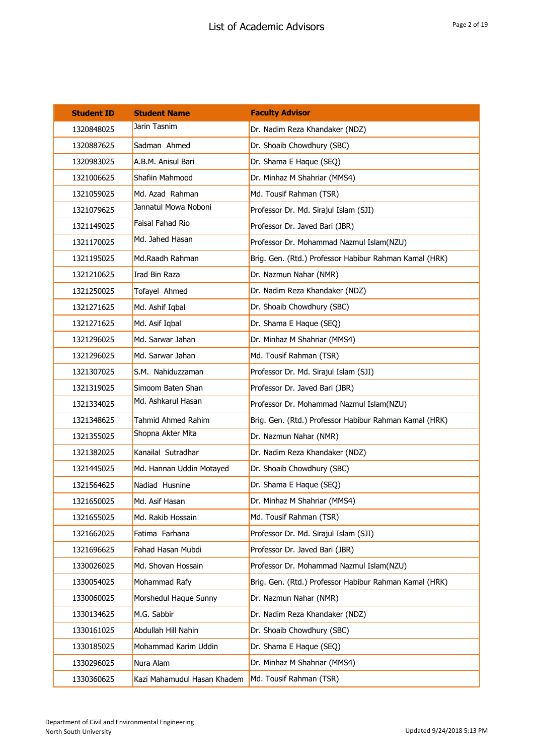| Student ID | Student Name | Faculty Advisor |
|---|---|---|
| 1320848025 | Jarin Tasnim | Dr. Nadim Reza Khandaker (NDZ) |
| 1320887625 | Sadman  Ahmed | Dr. Shoaib Chowdhury (SBC) |
| 1320983025 | A.B.M. Anisul Bari | Dr. Shama E Haque (SEQ) |
| 1321006625 | Shafiin Mahmood | Dr. Minhaz M Shahriar (MMS4) |
| 1321059025 | Md. Azad  Rahman | Md. Tousif Rahman (TSR) |
| 1321079625 | Jannatul Mowa Noboni | Professor Dr. Md. Sirajul Islam (SJI) |
| 1321149025 | Faisal Fahad Rio | Professor Dr. Javed Bari (JBR) |
| 1321170025 | Md. Jahed Hasan | Professor Dr. Mohammad Nazmul Islam(NZU) |
| 1321195025 | Md.Raadh Rahman | Brig. Gen. (Rtd.) Professor Habibur Rahman Kamal (HRK) |
| 1321210625 | Irad Bin Raza | Dr. Nazmun Nahar (NMR) |
| 1321250025 | Tofayel  Ahmed | Dr. Nadim Reza Khandaker (NDZ) |
| 1321271625 | Md. Ashif Iqbal | Dr. Shoaib Chowdhury (SBC) |
| 1321271625 | Md. Asif Iqbal | Dr. Shama E Haque (SEQ) |
| 1321296025 | Md. Sarwar Jahan | Dr. Minhaz M Shahriar (MMS4) |
| 1321296025 | Md. Sarwar Jahan | Md. Tousif Rahman (TSR) |
| 1321307025 | S.M.  Nahiduzzaman | Professor Dr. Md. Sirajul Islam (SJI) |
| 1321319025 | Simoom Baten Shan | Professor Dr. Javed Bari (JBR) |
| 1321334025 | Md. Ashkarul Hasan | Professor Dr. Mohammad Nazmul Islam(NZU) |
| 1321348625 | Tahmid Ahmed Rahim | Brig. Gen. (Rtd.) Professor Habibur Rahman Kamal (HRK) |
| 1321355025 | Shopna Akter Mita | Dr. Nazmun Nahar (NMR) |
| 1321382025 | Kanailal  Sutradhar | Dr. Nadim Reza Khandaker (NDZ) |
| 1321445025 | Md. Hannan Uddin Motayed | Dr. Shoaib Chowdhury (SBC) |
| 1321564625 | Nadiad  Husnine | Dr. Shama E Haque (SEQ) |
| 1321650025 | Md. Asif Hasan | Dr. Minhaz M Shahriar (MMS4) |
| 1321655025 | Md. Rakib Hossain | Md. Tousif Rahman (TSR) |
| 1321662025 | Fatima  Farhana | Professor Dr. Md. Sirajul Islam (SJI) |
| 1321696625 | Fahad Hasan Mubdi | Professor Dr. Javed Bari (JBR) |
| 1330026025 | Md. Shovan Hossain | Professor Dr. Mohammad Nazmul Islam(NZU) |
| 1330054025 | Mohammad Rafy | Brig. Gen. (Rtd.) Professor Habibur Rahman Kamal (HRK) |
| 1330060025 | Morshedul Haque Sunny | Dr. Nazmun Nahar (NMR) |
| 1330134625 | M.G. Sabbir | Dr. Nadim Reza Khandaker (NDZ) |
| 1330161025 | Abdullah Hill Nahin | Dr. Shoaib Chowdhury (SBC) |
| 1330185025 | Mohammad Karim Uddin | Dr. Shama E Haque (SEQ) |
| 1330296025 | Nura Alam | Dr. Minhaz M Shahriar (MMS4) |
| 1330360625 | Kazi Mahamudul Hasan Khadem | Md. Tousif Rahman (TSR) |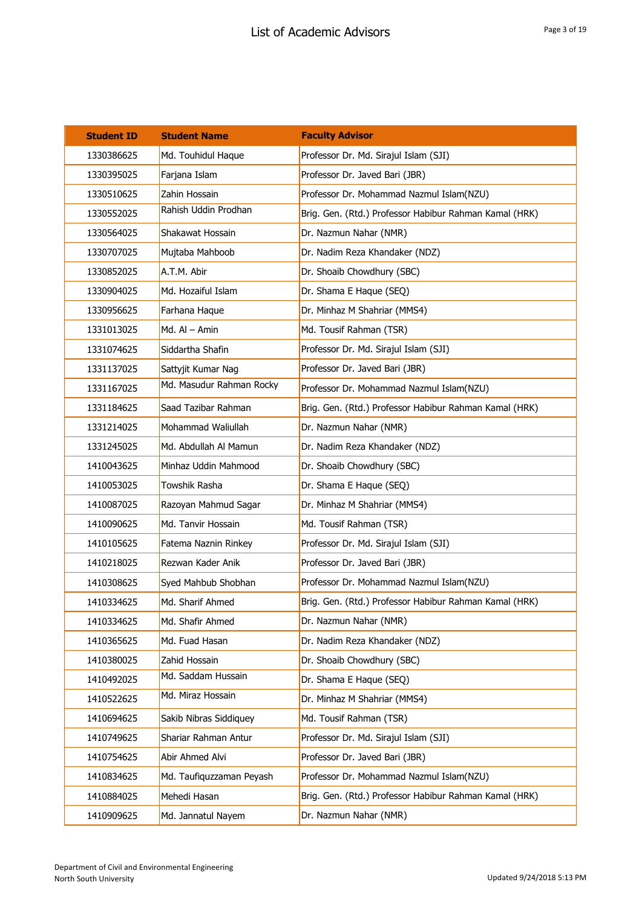# List of Academic Advisors

| Student ID | Student Name | Faculty Advisor |
|---|---|---|
| 1330386625 | Md. Touhidul Haque | Professor Dr. Md. Sirajul Islam (SJI) |
| 1330395025 | Farjana Islam | Professor Dr. Javed Bari (JBR) |
| 1330510625 | Zahin Hossain | Professor Dr. Mohammad Nazmul Islam(NZU) |
| 1330552025 | Rahish Uddin Prodhan | Brig. Gen. (Rtd.) Professor Habibur Rahman Kamal (HRK) |
| 1330564025 | Shakawat Hossain | Dr. Nazmun Nahar (NMR) |
| 1330707025 | Mujtaba Mahboob | Dr. Nadim Reza Khandaker (NDZ) |
| 1330852025 | A.T.M. Abir | Dr. Shoaib Chowdhury (SBC) |
| 1330904025 | Md. Hozaiful Islam | Dr. Shama E Haque (SEQ) |
| 1330956625 | Farhana Haque | Dr. Minhaz M Shahriar (MMS4) |
| 1331013025 | Md. Al – Amin | Md. Tousif Rahman (TSR) |
| 1331074625 | Siddartha Shafin | Professor Dr. Md. Sirajul Islam (SJI) |
| 1331137025 | Sattyjit Kumar Nag | Professor Dr. Javed Bari (JBR) |
| 1331167025 | Md. Masudur Rahman Rocky | Professor Dr. Mohammad Nazmul Islam(NZU) |
| 1331184625 | Saad Tazibar Rahman | Brig. Gen. (Rtd.) Professor Habibur Rahman Kamal (HRK) |
| 1331214025 | Mohammad Waliullah | Dr. Nazmun Nahar (NMR) |
| 1331245025 | Md. Abdullah Al Mamun | Dr. Nadim Reza Khandaker (NDZ) |
| 1410043625 | Minhaz Uddin Mahmood | Dr. Shoaib Chowdhury (SBC) |
| 1410053025 | Towshik Rasha | Dr. Shama E Haque (SEQ) |
| 1410087025 | Razoyan Mahmud Sagar | Dr. Minhaz M Shahriar (MMS4) |
| 1410090625 | Md. Tanvir Hossain | Md. Tousif Rahman (TSR) |
| 1410105625 | Fatema Naznin Rinkey | Professor Dr. Md. Sirajul Islam (SJI) |
| 1410218025 | Rezwan Kader Anik | Professor Dr. Javed Bari (JBR) |
| 1410308625 | Syed Mahbub Shobhan | Professor Dr. Mohammad Nazmul Islam(NZU) |
| 1410334625 | Md. Sharif Ahmed | Brig. Gen. (Rtd.) Professor Habibur Rahman Kamal (HRK) |
| 1410334625 | Md. Shafir Ahmed | Dr. Nazmun Nahar (NMR) |
| 1410365625 | Md. Fuad Hasan | Dr. Nadim Reza Khandaker (NDZ) |
| 1410380025 | Zahid Hossain | Dr. Shoaib Chowdhury (SBC) |
| 1410492025 | Md. Saddam Hussain | Dr. Shama E Haque (SEQ) |
| 1410522625 | Md. Miraz Hossain | Dr. Minhaz M Shahriar (MMS4) |
| 1410694625 | Sakib Nibras Siddiquey | Md. Tousif Rahman (TSR) |
| 1410749625 | Shariar Rahman Antur | Professor Dr. Md. Sirajul Islam (SJI) |
| 1410754625 | Abir Ahmed Alvi | Professor Dr. Javed Bari (JBR) |
| 1410834625 | Md. Taufiquzzaman Peyash | Professor Dr. Mohammad Nazmul Islam(NZU) |
| 1410884025 | Mehedi Hasan | Brig. Gen. (Rtd.) Professor Habibur Rahman Kamal (HRK) |
| 1410909625 | Md. Jannatul Nayem | Dr. Nazmun Nahar (NMR) |

Department of Civil and Environmental Engineering
North South University

Updated 9/24/2018 5:13 PM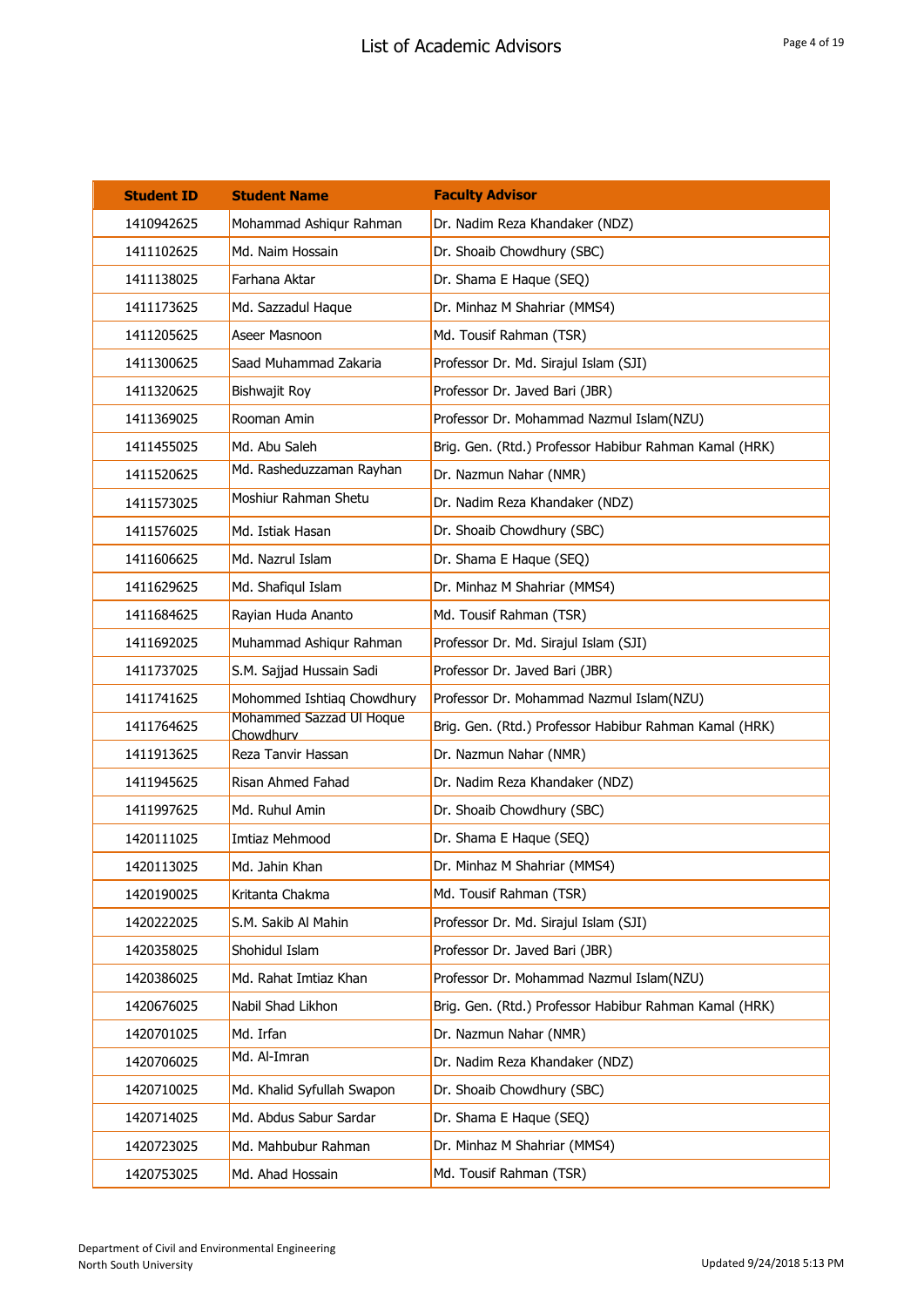| Student ID | Student Name | Faculty Advisor |
|---|---|---|
| 1410942625 | Mohammad Ashiqur Rahman | Dr. Nadim Reza Khandaker (NDZ) |
| 1411102625 | Md. Naim Hossain | Dr. Shoaib Chowdhury (SBC) |
| 1411138025 | Farhana Aktar | Dr. Shama E Haque (SEQ) |
| 1411173625 | Md. Sazzadul Haque | Dr. Minhaz M Shahriar (MMS4) |
| 1411205625 | Aseer Masnoon | Md. Tousif Rahman (TSR) |
| 1411300625 | Saad Muhammad Zakaria | Professor Dr. Md. Sirajul Islam (SJI) |
| 1411320625 | Bishwajit Roy | Professor Dr. Javed Bari (JBR) |
| 1411369025 | Rooman Amin | Professor Dr. Mohammad Nazmul Islam(NZU) |
| 1411455025 | Md. Abu Saleh | Brig. Gen. (Rtd.) Professor Habibur Rahman Kamal (HRK) |
| 1411520625 | Md. Rasheduzzaman Rayhan | Dr. Nazmun Nahar (NMR) |
| 1411573025 | Moshiur Rahman Shetu | Dr. Nadim Reza Khandaker (NDZ) |
| 1411576025 | Md. Istiak Hasan | Dr. Shoaib Chowdhury (SBC) |
| 1411606625 | Md. Nazrul Islam | Dr. Shama E Haque (SEQ) |
| 1411629625 | Md. Shafiqul Islam | Dr. Minhaz M Shahriar (MMS4) |
| 1411684625 | Rayian Huda Ananto | Md. Tousif Rahman (TSR) |
| 1411692025 | Muhammad Ashiqur Rahman | Professor Dr. Md. Sirajul Islam (SJI) |
| 1411737025 | S.M. Sajjad Hussain Sadi | Professor Dr. Javed Bari (JBR) |
| 1411741625 | Mohommed Ishtiaq Chowdhury | Professor Dr. Mohammad Nazmul Islam(NZU) |
| 1411764625 | Mohammed Sazzad Ul Hoque Chowdhury | Brig. Gen. (Rtd.) Professor Habibur Rahman Kamal (HRK) |
| 1411913625 | Reza Tanvir Hassan | Dr. Nazmun Nahar (NMR) |
| 1411945625 | Risan Ahmed Fahad | Dr. Nadim Reza Khandaker (NDZ) |
| 1411997625 | Md. Ruhul Amin | Dr. Shoaib Chowdhury (SBC) |
| 1420111025 | Imtiaz Mehmood | Dr. Shama E Haque (SEQ) |
| 1420113025 | Md. Jahin Khan | Dr. Minhaz M Shahriar (MMS4) |
| 1420190025 | Kritanta Chakma | Md. Tousif Rahman (TSR) |
| 1420222025 | S.M. Sakib Al Mahin | Professor Dr. Md. Sirajul Islam (SJI) |
| 1420358025 | Shohidul Islam | Professor Dr. Javed Bari (JBR) |
| 1420386025 | Md. Rahat Imtiaz Khan | Professor Dr. Mohammad Nazmul Islam(NZU) |
| 1420676025 | Nabil Shad Likhon | Brig. Gen. (Rtd.) Professor Habibur Rahman Kamal (HRK) |
| 1420701025 | Md. Irfan | Dr. Nazmun Nahar (NMR) |
| 1420706025 | Md. Al-Imran | Dr. Nadim Reza Khandaker (NDZ) |
| 1420710025 | Md. Khalid Syfullah Swapon | Dr. Shoaib Chowdhury (SBC) |
| 1420714025 | Md. Abdus Sabur Sardar | Dr. Shama E Haque (SEQ) |
| 1420723025 | Md. Mahbubur Rahman | Dr. Minhaz M Shahriar (MMS4) |
| 1420753025 | Md. Ahad Hossain | Md. Tousif Rahman (TSR) |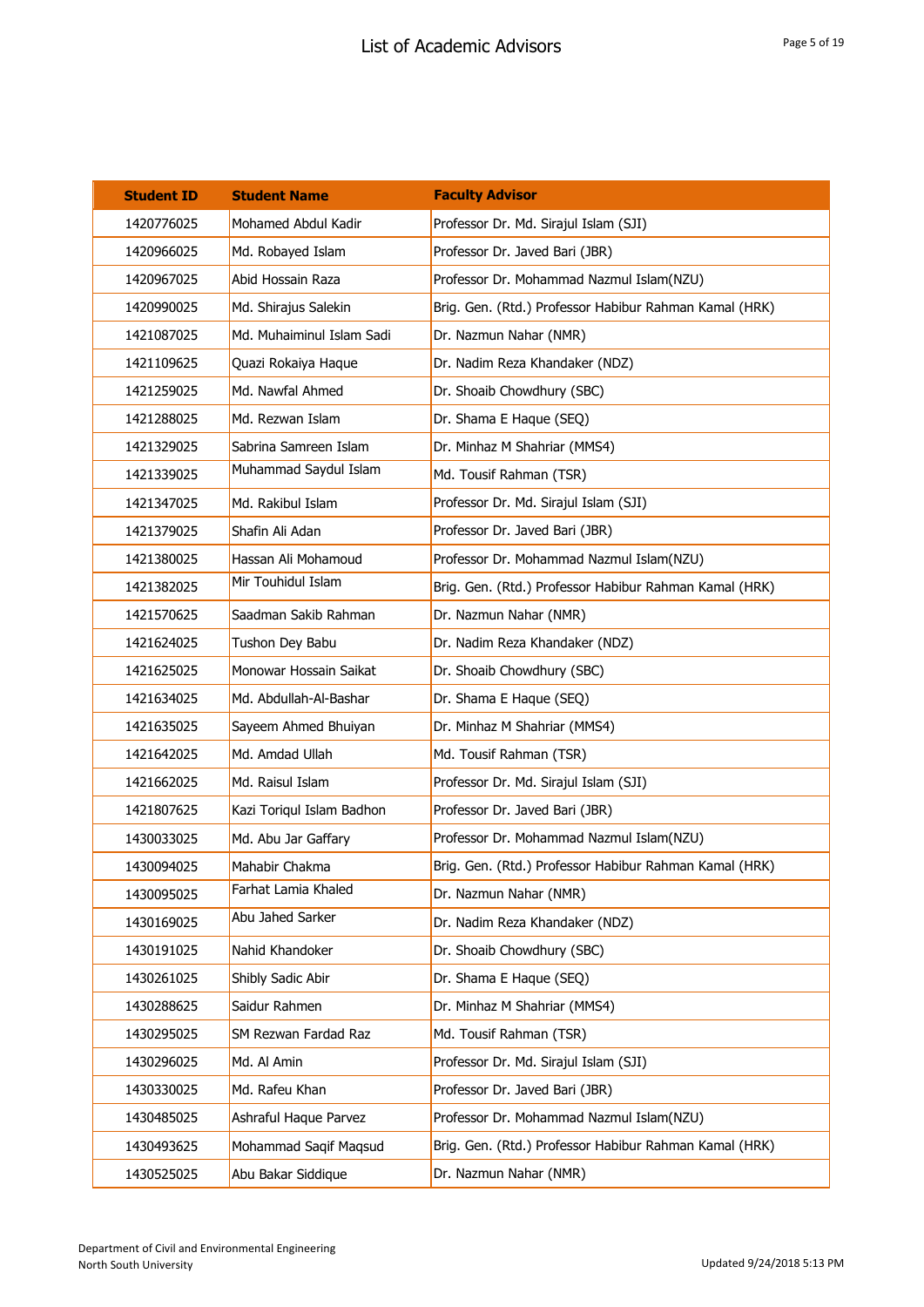| Student ID | Student Name | Faculty Advisor |
|---|---|---|
| 1420776025 | Mohamed Abdul Kadir | Professor Dr. Md. Sirajul Islam (SJI) |
| 1420966025 | Md. Robayed Islam | Professor Dr. Javed Bari (JBR) |
| 1420967025 | Abid Hossain Raza | Professor Dr. Mohammad Nazmul Islam(NZU) |
| 1420990025 | Md. Shirajus Salekin | Brig. Gen. (Rtd.) Professor Habibur Rahman Kamal (HRK) |
| 1421087025 | Md. Muhaiminul Islam Sadi | Dr. Nazmun Nahar (NMR) |
| 1421109625 | Quazi Rokaiya Haque | Dr. Nadim Reza Khandaker (NDZ) |
| 1421259025 | Md. Nawfal Ahmed | Dr. Shoaib Chowdhury (SBC) |
| 1421288025 | Md. Rezwan Islam | Dr. Shama E Haque (SEQ) |
| 1421329025 | Sabrina Samreen Islam | Dr. Minhaz M Shahriar (MMS4) |
| 1421339025 | Muhammad Saydul Islam | Md. Tousif Rahman (TSR) |
| 1421347025 | Md. Rakibul Islam | Professor Dr. Md. Sirajul Islam (SJI) |
| 1421379025 | Shafin Ali Adan | Professor Dr. Javed Bari (JBR) |
| 1421380025 | Hassan Ali Mohamoud | Professor Dr. Mohammad Nazmul Islam(NZU) |
| 1421382025 | Mir Touhidul Islam | Brig. Gen. (Rtd.) Professor Habibur Rahman Kamal (HRK) |
| 1421570625 | Saadman Sakib Rahman | Dr. Nazmun Nahar (NMR) |
| 1421624025 | Tushon Dey Babu | Dr. Nadim Reza Khandaker (NDZ) |
| 1421625025 | Monowar Hossain Saikat | Dr. Shoaib Chowdhury (SBC) |
| 1421634025 | Md. Abdullah-Al-Bashar | Dr. Shama E Haque (SEQ) |
| 1421635025 | Sayeem Ahmed Bhuiyan | Dr. Minhaz M Shahriar (MMS4) |
| 1421642025 | Md. Amdad Ullah | Md. Tousif Rahman (TSR) |
| 1421662025 | Md. Raisul Islam | Professor Dr. Md. Sirajul Islam (SJI) |
| 1421807625 | Kazi Toriqul Islam Badhon | Professor Dr. Javed Bari (JBR) |
| 1430033025 | Md. Abu Jar Gaffary | Professor Dr. Mohammad Nazmul Islam(NZU) |
| 1430094025 | Mahabir Chakma | Brig. Gen. (Rtd.) Professor Habibur Rahman Kamal (HRK) |
| 1430095025 | Farhat Lamia Khaled | Dr. Nazmun Nahar (NMR) |
| 1430169025 | Abu Jahed Sarker | Dr. Nadim Reza Khandaker (NDZ) |
| 1430191025 | Nahid Khandoker | Dr. Shoaib Chowdhury (SBC) |
| 1430261025 | Shibly Sadic Abir | Dr. Shama E Haque (SEQ) |
| 1430288625 | Saidur Rahmen | Dr. Minhaz M Shahriar (MMS4) |
| 1430295025 | SM Rezwan Fardad Raz | Md. Tousif Rahman (TSR) |
| 1430296025 | Md. Al Amin | Professor Dr. Md. Sirajul Islam (SJI) |
| 1430330025 | Md. Rafeu Khan | Professor Dr. Javed Bari (JBR) |
| 1430485025 | Ashraful Haque Parvez | Professor Dr. Mohammad Nazmul Islam(NZU) |
| 1430493625 | Mohammad Saqif Maqsud | Brig. Gen. (Rtd.) Professor Habibur Rahman Kamal (HRK) |
| 1430525025 | Abu Bakar Siddique | Dr. Nazmun Nahar (NMR) |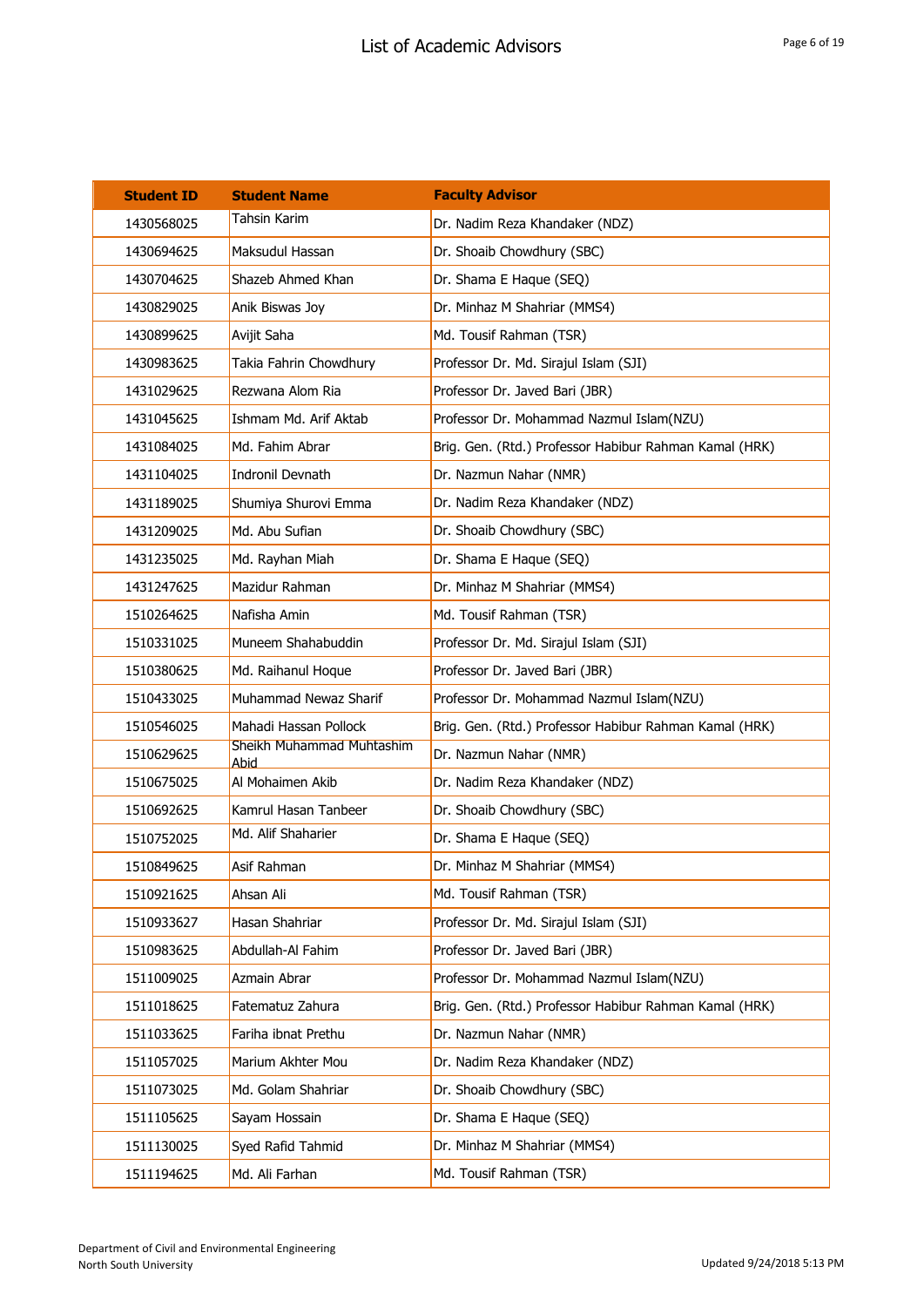| Student ID | Student Name | Faculty Advisor |
| --- | --- | --- |
| 1430568025 | Tahsin Karim | Dr. Nadim Reza Khandaker (NDZ) |
| 1430694625 | Maksudul Hassan | Dr. Shoaib Chowdhury (SBC) |
| 1430704625 | Shazeb Ahmed Khan | Dr. Shama E Haque (SEQ) |
| 1430829025 | Anik Biswas Joy | Dr. Minhaz M Shahriar (MMS4) |
| 1430899625 | Avijit Saha | Md. Tousif Rahman (TSR) |
| 1430983625 | Takia Fahrin Chowdhury | Professor Dr. Md. Sirajul Islam (SJI) |
| 1431029625 | Rezwana Alom Ria | Professor Dr. Javed Bari (JBR) |
| 1431045625 | Ishmam Md. Arif Aktab | Professor Dr. Mohammad Nazmul Islam(NZU) |
| 1431084025 | Md. Fahim Abrar | Brig. Gen. (Rtd.) Professor Habibur Rahman Kamal (HRK) |
| 1431104025 | Indronil Devnath | Dr. Nazmun Nahar (NMR) |
| 1431189025 | Shumiya Shurovi Emma | Dr. Nadim Reza Khandaker (NDZ) |
| 1431209025 | Md. Abu Sufian | Dr. Shoaib Chowdhury (SBC) |
| 1431235025 | Md. Rayhan Miah | Dr. Shama E Haque (SEQ) |
| 1431247625 | Mazidur Rahman | Dr. Minhaz M Shahriar (MMS4) |
| 1510264625 | Nafisha Amin | Md. Tousif Rahman (TSR) |
| 1510331025 | Muneem Shahabuddin | Professor Dr. Md. Sirajul Islam (SJI) |
| 1510380625 | Md. Raihanul Hoque | Professor Dr. Javed Bari (JBR) |
| 1510433025 | Muhammad Newaz Sharif | Professor Dr. Mohammad Nazmul Islam(NZU) |
| 1510546025 | Mahadi Hassan Pollock | Brig. Gen. (Rtd.) Professor Habibur Rahman Kamal (HRK) |
| 1510629625 | Sheikh Muhammad Muhtashim Abid | Dr. Nazmun Nahar (NMR) |
| 1510675025 | Al Mohaimen Akib | Dr. Nadim Reza Khandaker (NDZ) |
| 1510692625 | Kamrul Hasan Tanbeer | Dr. Shoaib Chowdhury (SBC) |
| 1510752025 | Md. Alif Shaharier | Dr. Shama E Haque (SEQ) |
| 1510849625 | Asif Rahman | Dr. Minhaz M Shahriar (MMS4) |
| 1510921625 | Ahsan Ali | Md. Tousif Rahman (TSR) |
| 1510933627 | Hasan Shahriar | Professor Dr. Md. Sirajul Islam (SJI) |
| 1510983625 | Abdullah-Al Fahim | Professor Dr. Javed Bari (JBR) |
| 1511009025 | Azmain Abrar | Professor Dr. Mohammad Nazmul Islam(NZU) |
| 1511018625 | Fatematuz Zahura | Brig. Gen. (Rtd.) Professor Habibur Rahman Kamal (HRK) |
| 1511033625 | Fariha ibnat Prethu | Dr. Nazmun Nahar (NMR) |
| 1511057025 | Marium Akhter Mou | Dr. Nadim Reza Khandaker (NDZ) |
| 1511073025 | Md. Golam Shahriar | Dr. Shoaib Chowdhury (SBC) |
| 1511105625 | Sayam Hossain | Dr. Shama E Haque (SEQ) |
| 1511130025 | Syed Rafid Tahmid | Dr. Minhaz M Shahriar (MMS4) |
| 1511194625 | Md. Ali Farhan | Md. Tousif Rahman (TSR) |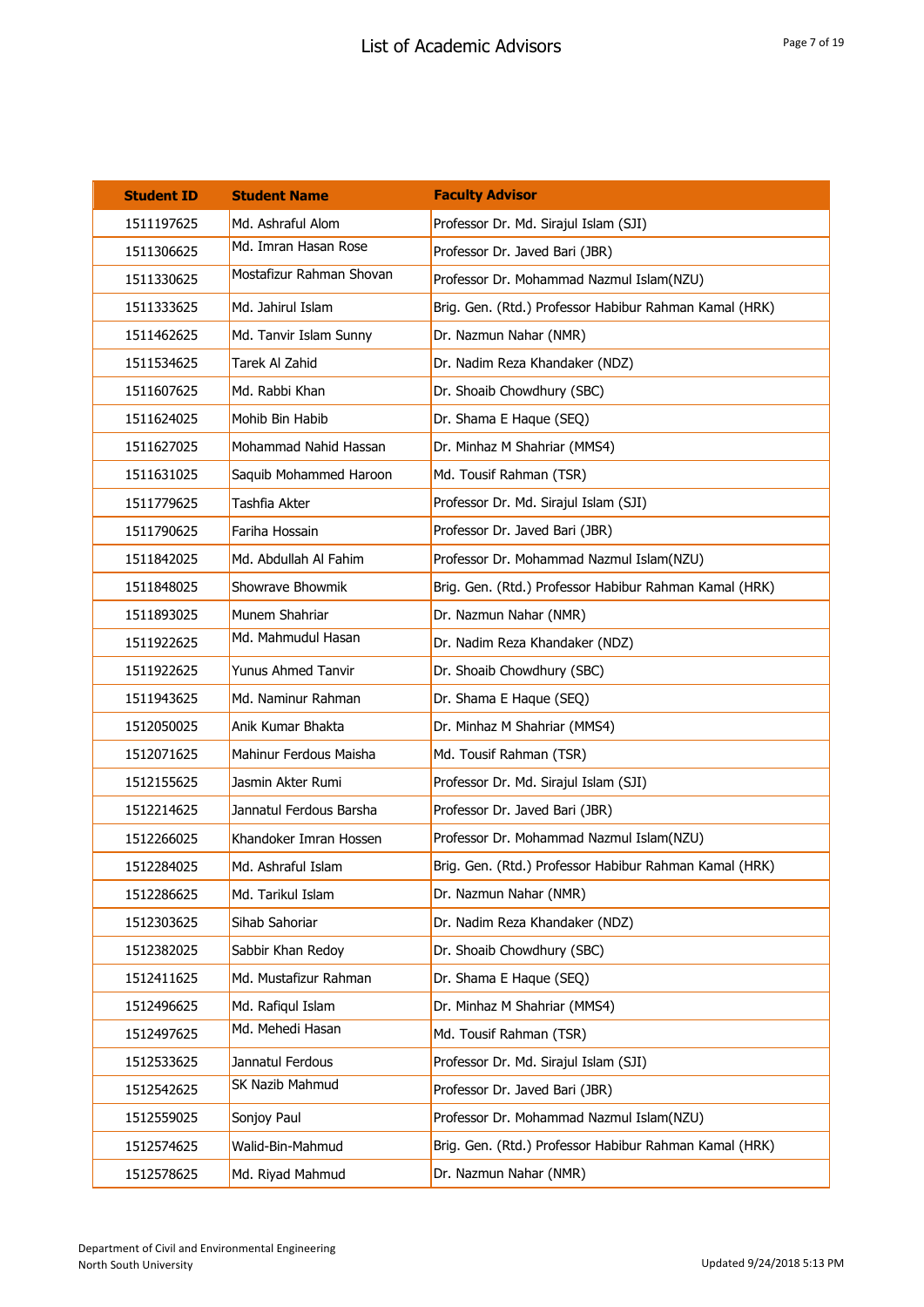# List of Academic Advisors

| Student ID | Student Name | Faculty Advisor |
|---|---|---|
| 1511197625 | Md. Ashraful Alom | Professor Dr. Md. Sirajul Islam (SJI) |
| 1511306625 | Md. Imran Hasan Rose | Professor Dr. Javed Bari (JBR) |
| 1511330625 | Mostafizur Rahman Shovan | Professor Dr. Mohammad Nazmul Islam(NZU) |
| 1511333625 | Md. Jahirul Islam | Brig. Gen. (Rtd.) Professor Habibur Rahman Kamal (HRK) |
| 1511462625 | Md. Tanvir Islam Sunny | Dr. Nazmun Nahar (NMR) |
| 1511534625 | Tarek Al Zahid | Dr. Nadim Reza Khandaker (NDZ) |
| 1511607625 | Md. Rabbi Khan | Dr. Shoaib Chowdhury (SBC) |
| 1511624025 | Mohib Bin Habib | Dr. Shama E Haque (SEQ) |
| 1511627025 | Mohammad Nahid Hassan | Dr. Minhaz M Shahriar (MMS4) |
| 1511631025 | Saquib Mohammed Haroon | Md. Tousif Rahman (TSR) |
| 1511779625 | Tashfia Akter | Professor Dr. Md. Sirajul Islam (SJI) |
| 1511790625 | Fariha Hossain | Professor Dr. Javed Bari (JBR) |
| 1511842025 | Md. Abdullah Al Fahim | Professor Dr. Mohammad Nazmul Islam(NZU) |
| 1511848025 | Showrave Bhowmik | Brig. Gen. (Rtd.) Professor Habibur Rahman Kamal (HRK) |
| 1511893025 | Munem Shahriar | Dr. Nazmun Nahar (NMR) |
| 1511922625 | Md. Mahmudul Hasan | Dr. Nadim Reza Khandaker (NDZ) |
| 1511922625 | Yunus Ahmed Tanvir | Dr. Shoaib Chowdhury (SBC) |
| 1511943625 | Md. Naminur Rahman | Dr. Shama E Haque (SEQ) |
| 1512050025 | Anik Kumar Bhakta | Dr. Minhaz M Shahriar (MMS4) |
| 1512071625 | Mahinur Ferdous Maisha | Md. Tousif Rahman (TSR) |
| 1512155625 | Jasmin Akter Rumi | Professor Dr. Md. Sirajul Islam (SJI) |
| 1512214625 | Jannatul Ferdous Barsha | Professor Dr. Javed Bari (JBR) |
| 1512266025 | Khandoker Imran Hossen | Professor Dr. Mohammad Nazmul Islam(NZU) |
| 1512284025 | Md. Ashraful Islam | Brig. Gen. (Rtd.) Professor Habibur Rahman Kamal (HRK) |
| 1512286625 | Md. Tarikul Islam | Dr. Nazmun Nahar (NMR) |
| 1512303625 | Sihab Sahoriar | Dr. Nadim Reza Khandaker (NDZ) |
| 1512382025 | Sabbir Khan Redoy | Dr. Shoaib Chowdhury (SBC) |
| 1512411625 | Md. Mustafizur Rahman | Dr. Shama E Haque (SEQ) |
| 1512496625 | Md. Rafiqul Islam | Dr. Minhaz M Shahriar (MMS4) |
| 1512497625 | Md. Mehedi Hasan | Md. Tousif Rahman (TSR) |
| 1512533625 | Jannatul Ferdous | Professor Dr. Md. Sirajul Islam (SJI) |
| 1512542625 | SK Nazib Mahmud | Professor Dr. Javed Bari (JBR) |
| 1512559025 | Sonjoy Paul | Professor Dr. Mohammad Nazmul Islam(NZU) |
| 1512574625 | Walid-Bin-Mahmud | Brig. Gen. (Rtd.) Professor Habibur Rahman Kamal (HRK) |
| 1512578625 | Md. Riyad Mahmud | Dr. Nazmun Nahar (NMR) |

Department of Civil and Environmental Engineering
North South University

Updated 9/24/2018 5:13 PM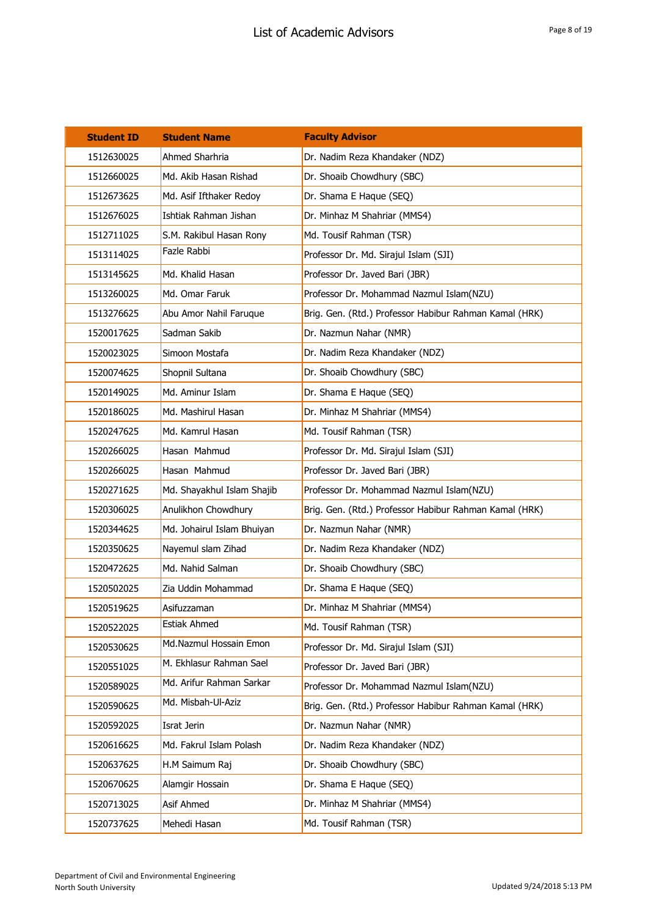# List of Academic Advisors

| Student ID | Student Name | Faculty Advisor |
|---|---|---|
| 1512630025 | Ahmed Sharhria | Dr. Nadim Reza Khandaker (NDZ) |
| 1512660025 | Md. Akib Hasan Rishad | Dr. Shoaib Chowdhury (SBC) |
| 1512673625 | Md. Asif Ifthaker Redoy | Dr. Shama E Haque (SEQ) |
| 1512676025 | Ishtiak Rahman Jishan | Dr. Minhaz M Shahriar (MMS4) |
| 1512711025 | S.M. Rakibul Hasan Rony | Md. Tousif Rahman (TSR) |
| 1513114025 | Fazle Rabbi | Professor Dr. Md. Sirajul Islam (SJI) |
| 1513145625 | Md. Khalid Hasan | Professor Dr. Javed Bari (JBR) |
| 1513260025 | Md. Omar Faruk | Professor Dr. Mohammad Nazmul Islam(NZU) |
| 1513276625 | Abu Amor Nahil Faruque | Brig. Gen. (Rtd.) Professor Habibur Rahman Kamal (HRK) |
| 1520017625 | Sadman Sakib | Dr. Nazmun Nahar (NMR) |
| 1520023025 | Simoon Mostafa | Dr. Nadim Reza Khandaker (NDZ) |
| 1520074625 | Shopnil Sultana | Dr. Shoaib Chowdhury (SBC) |
| 1520149025 | Md. Aminur Islam | Dr. Shama E Haque (SEQ) |
| 1520186025 | Md. Mashirul Hasan | Dr. Minhaz M Shahriar (MMS4) |
| 1520247625 | Md. Kamrul Hasan | Md. Tousif Rahman (TSR) |
| 1520266025 | Hasan Mahmud | Professor Dr. Md. Sirajul Islam (SJI) |
| 1520266025 | Hasan Mahmud | Professor Dr. Javed Bari (JBR) |
| 1520271625 | Md. Shayakhul Islam Shajib | Professor Dr. Mohammad Nazmul Islam(NZU) |
| 1520306025 | Anulikhon Chowdhury | Brig. Gen. (Rtd.) Professor Habibur Rahman Kamal (HRK) |
| 1520344625 | Md. Johairul Islam Bhuiyan | Dr. Nazmun Nahar (NMR) |
| 1520350625 | Nayemul slam Zihad | Dr. Nadim Reza Khandaker (NDZ) |
| 1520472625 | Md. Nahid Salman | Dr. Shoaib Chowdhury (SBC) |
| 1520502025 | Zia Uddin Mohammad | Dr. Shama E Haque (SEQ) |
| 1520519625 | Asifuzzaman | Dr. Minhaz M Shahriar (MMS4) |
| 1520522025 | Estiak Ahmed | Md. Tousif Rahman (TSR) |
| 1520530625 | Md.Nazmul Hossain Emon | Professor Dr. Md. Sirajul Islam (SJI) |
| 1520551025 | M. Ekhlasur Rahman Sael | Professor Dr. Javed Bari (JBR) |
| 1520589025 | Md. Arifur Rahman Sarkar | Professor Dr. Mohammad Nazmul Islam(NZU) |
| 1520590625 | Md. Misbah-Ul-Aziz | Brig. Gen. (Rtd.) Professor Habibur Rahman Kamal (HRK) |
| 1520592025 | Israt Jerin | Dr. Nazmun Nahar (NMR) |
| 1520616625 | Md. Fakrul Islam Polash | Dr. Nadim Reza Khandaker (NDZ) |
| 1520637625 | H.M Saimum Raj | Dr. Shoaib Chowdhury (SBC) |
| 1520670625 | Alamgir Hossain | Dr. Shama E Haque (SEQ) |
| 1520713025 | Asif Ahmed | Dr. Minhaz M Shahriar (MMS4) |
| 1520737625 | Mehedi Hasan | Md. Tousif Rahman (TSR) |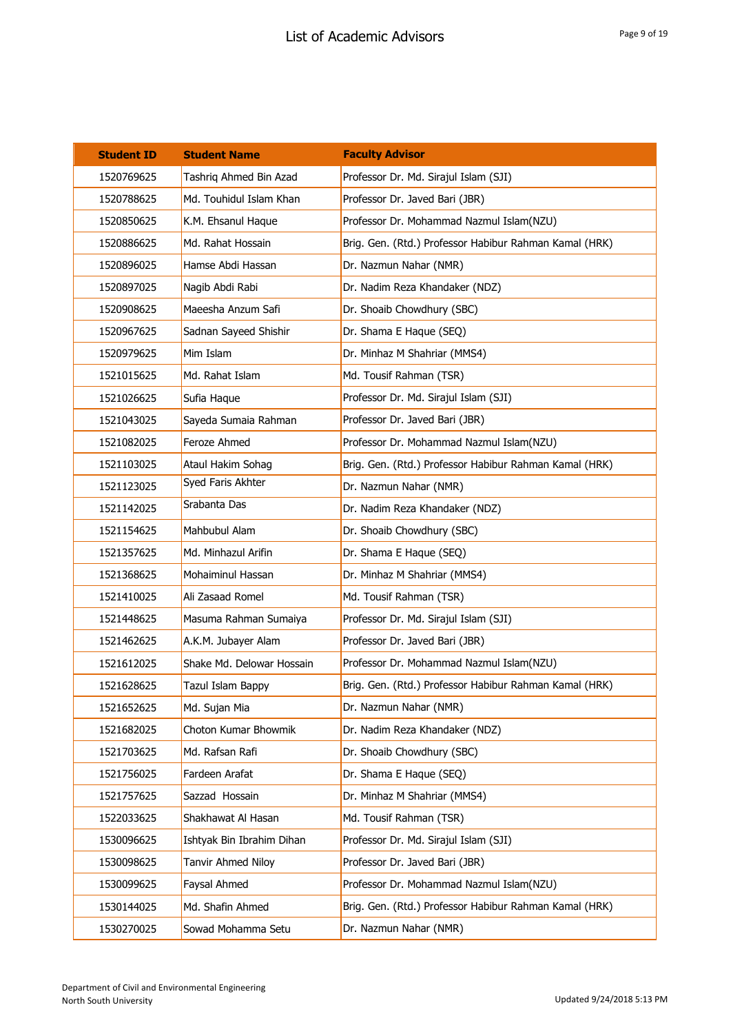| Student ID | Student Name | Faculty Advisor |
|---|---|---|
| 1520769625 | Tashriq Ahmed Bin Azad | Professor Dr. Md. Sirajul Islam (SJI) |
| 1520788625 | Md. Touhidul Islam Khan | Professor Dr. Javed Bari (JBR) |
| 1520850625 | K.M. Ehsanul Haque | Professor Dr. Mohammad Nazmul Islam(NZU) |
| 1520886625 | Md. Rahat Hossain | Brig. Gen. (Rtd.) Professor Habibur Rahman Kamal (HRK) |
| 1520896025 | Hamse Abdi Hassan | Dr. Nazmun Nahar (NMR) |
| 1520897025 | Nagib Abdi Rabi | Dr. Nadim Reza Khandaker (NDZ) |
| 1520908625 | Maeesha Anzum Safi | Dr. Shoaib Chowdhury (SBC) |
| 1520967625 | Sadnan Sayeed Shishir | Dr. Shama E Haque (SEQ) |
| 1520979625 | Mim Islam | Dr. Minhaz M Shahriar (MMS4) |
| 1521015625 | Md. Rahat Islam | Md. Tousif Rahman (TSR) |
| 1521026625 | Sufia Haque | Professor Dr. Md. Sirajul Islam (SJI) |
| 1521043025 | Sayeda Sumaia Rahman | Professor Dr. Javed Bari (JBR) |
| 1521082025 | Feroze Ahmed | Professor Dr. Mohammad Nazmul Islam(NZU) |
| 1521103025 | Ataul Hakim Sohag | Brig. Gen. (Rtd.) Professor Habibur Rahman Kamal (HRK) |
| 1521123025 | Syed Faris Akhter | Dr. Nazmun Nahar (NMR) |
| 1521142025 | Srabanta Das | Dr. Nadim Reza Khandaker (NDZ) |
| 1521154625 | Mahbubul Alam | Dr. Shoaib Chowdhury (SBC) |
| 1521357625 | Md. Minhazul Arifin | Dr. Shama E Haque (SEQ) |
| 1521368625 | Mohaiminul Hassan | Dr. Minhaz M Shahriar (MMS4) |
| 1521410025 | Ali Zasaad Romel | Md. Tousif Rahman (TSR) |
| 1521448625 | Masuma Rahman Sumaiya | Professor Dr. Md. Sirajul Islam (SJI) |
| 1521462625 | A.K.M. Jubayer Alam | Professor Dr. Javed Bari (JBR) |
| 1521612025 | Shake Md. Delowar Hossain | Professor Dr. Mohammad Nazmul Islam(NZU) |
| 1521628625 | Tazul Islam Bappy | Brig. Gen. (Rtd.) Professor Habibur Rahman Kamal (HRK) |
| 1521652625 | Md. Sujan Mia | Dr. Nazmun Nahar (NMR) |
| 1521682025 | Choton Kumar Bhowmik | Dr. Nadim Reza Khandaker (NDZ) |
| 1521703625 | Md. Rafsan Rafi | Dr. Shoaib Chowdhury (SBC) |
| 1521756025 | Fardeen Arafat | Dr. Shama E Haque (SEQ) |
| 1521757625 | Sazzad Hossain | Dr. Minhaz M Shahriar (MMS4) |
| 1522033625 | Shakhawat Al Hasan | Md. Tousif Rahman (TSR) |
| 1530096625 | Ishtyak Bin Ibrahim Dihan | Professor Dr. Md. Sirajul Islam (SJI) |
| 1530098625 | Tanvir Ahmed Niloy | Professor Dr. Javed Bari (JBR) |
| 1530099625 | Faysal Ahmed | Professor Dr. Mohammad Nazmul Islam(NZU) |
| 1530144025 | Md. Shafin Ahmed | Brig. Gen. (Rtd.) Professor Habibur Rahman Kamal (HRK) |
| 1530270025 | Sowad Mohamma Setu | Dr. Nazmun Nahar (NMR) |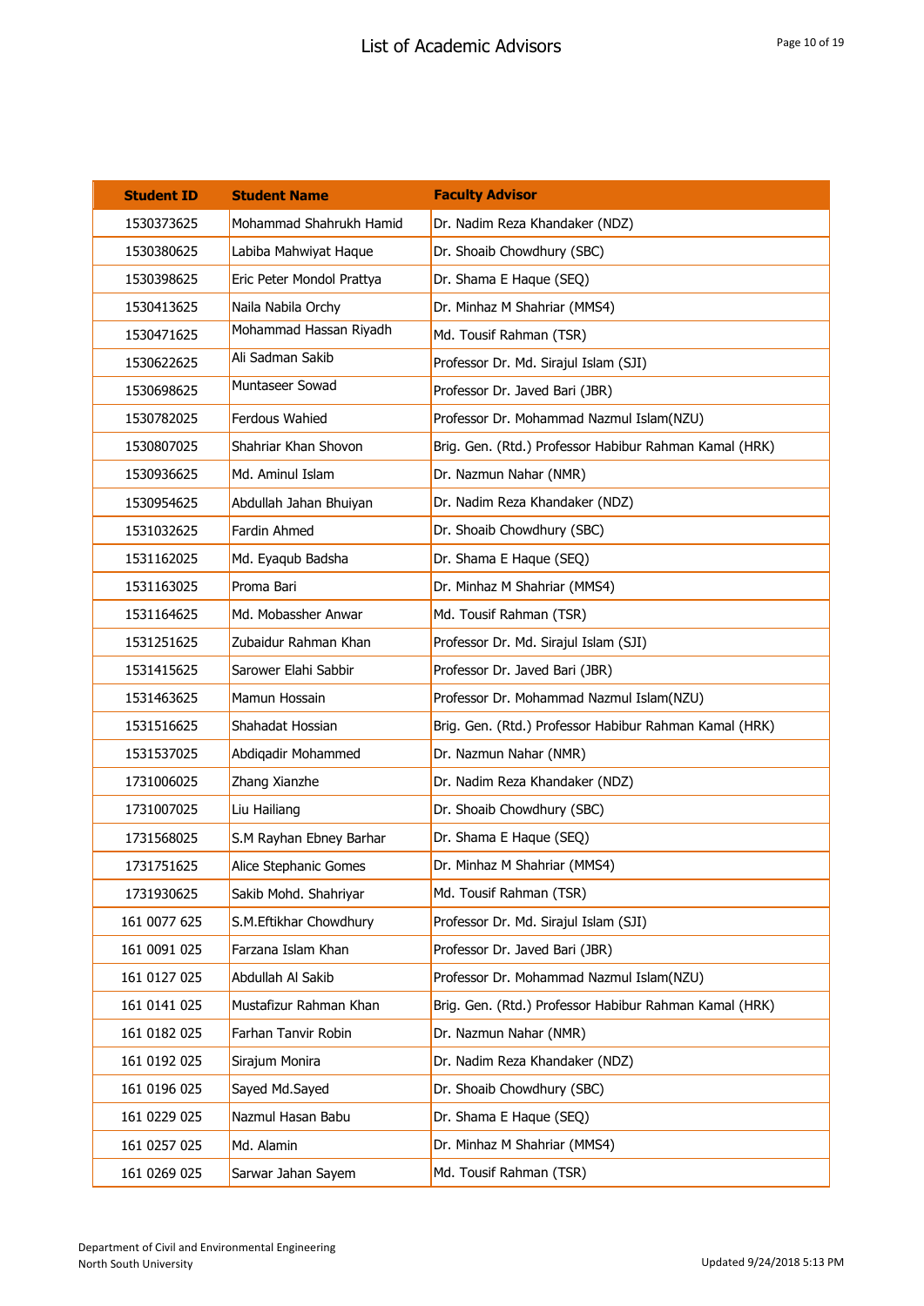# List of Academic Advisors

| Student ID | Student Name | Faculty Advisor |
|---|---|---|
| 1530373625 | Mohammad Shahrukh Hamid | Dr. Nadim Reza Khandaker (NDZ) |
| 1530380625 | Labiba Mahwiyat Haque | Dr. Shoaib Chowdhury (SBC) |
| 1530398625 | Eric Peter Mondol Prattya | Dr. Shama E Haque (SEQ) |
| 1530413625 | Naila Nabila Orchy | Dr. Minhaz M Shahriar (MMS4) |
| 1530471625 | Mohammad Hassan Riyadh | Md. Tousif Rahman (TSR) |
| 1530622625 | Ali Sadman Sakib | Professor Dr. Md. Sirajul Islam (SJI) |
| 1530698625 | Muntaseer Sowad | Professor Dr. Javed Bari (JBR) |
| 1530782025 | Ferdous Wahied | Professor Dr. Mohammad Nazmul Islam(NZU) |
| 1530807025 | Shahriar Khan Shovon | Brig. Gen. (Rtd.) Professor Habibur Rahman Kamal (HRK) |
| 1530936625 | Md. Aminul Islam | Dr. Nazmun Nahar (NMR) |
| 1530954625 | Abdullah Jahan Bhuiyan | Dr. Nadim Reza Khandaker (NDZ) |
| 1531032625 | Fardin Ahmed | Dr. Shoaib Chowdhury (SBC) |
| 1531162025 | Md. Eyaqub Badsha | Dr. Shama E Haque (SEQ) |
| 1531163025 | Proma Bari | Dr. Minhaz M Shahriar (MMS4) |
| 1531164625 | Md. Mobassher Anwar | Md. Tousif Rahman (TSR) |
| 1531251625 | Zubaidur Rahman Khan | Professor Dr. Md. Sirajul Islam (SJI) |
| 1531415625 | Sarower Elahi Sabbir | Professor Dr. Javed Bari (JBR) |
| 1531463625 | Mamun Hossain | Professor Dr. Mohammad Nazmul Islam(NZU) |
| 1531516625 | Shahadat Hossian | Brig. Gen. (Rtd.) Professor Habibur Rahman Kamal (HRK) |
| 1531537025 | Abdiqadir Mohammed | Dr. Nazmun Nahar (NMR) |
| 1731006025 | Zhang Xianzhe | Dr. Nadim Reza Khandaker (NDZ) |
| 1731007025 | Liu Hailiang | Dr. Shoaib Chowdhury (SBC) |
| 1731568025 | S.M Rayhan Ebney Barhar | Dr. Shama E Haque (SEQ) |
| 1731751625 | Alice Stephanic Gomes | Dr. Minhaz M Shahriar (MMS4) |
| 1731930625 | Sakib Mohd. Shahriyar | Md. Tousif Rahman (TSR) |
| 161 0077 625 | S.M.Eftikhar Chowdhury | Professor Dr. Md. Sirajul Islam (SJI) |
| 161 0091 025 | Farzana Islam Khan | Professor Dr. Javed Bari (JBR) |
| 161 0127 025 | Abdullah Al Sakib | Professor Dr. Mohammad Nazmul Islam(NZU) |
| 161 0141 025 | Mustafizur Rahman Khan | Brig. Gen. (Rtd.) Professor Habibur Rahman Kamal (HRK) |
| 161 0182 025 | Farhan Tanvir Robin | Dr. Nazmun Nahar (NMR) |
| 161 0192 025 | Sirajum Monira | Dr. Nadim Reza Khandaker (NDZ) |
| 161 0196 025 | Sayed Md.Sayed | Dr. Shoaib Chowdhury (SBC) |
| 161 0229 025 | Nazmul Hasan Babu | Dr. Shama E Haque (SEQ) |
| 161 0257 025 | Md. Alamin | Dr. Minhaz M Shahriar (MMS4) |
| 161 0269 025 | Sarwar Jahan Sayem | Md. Tousif Rahman (TSR) |

Department of Civil and Environmental Engineering
North South University

Updated 9/24/2018 5:13 PM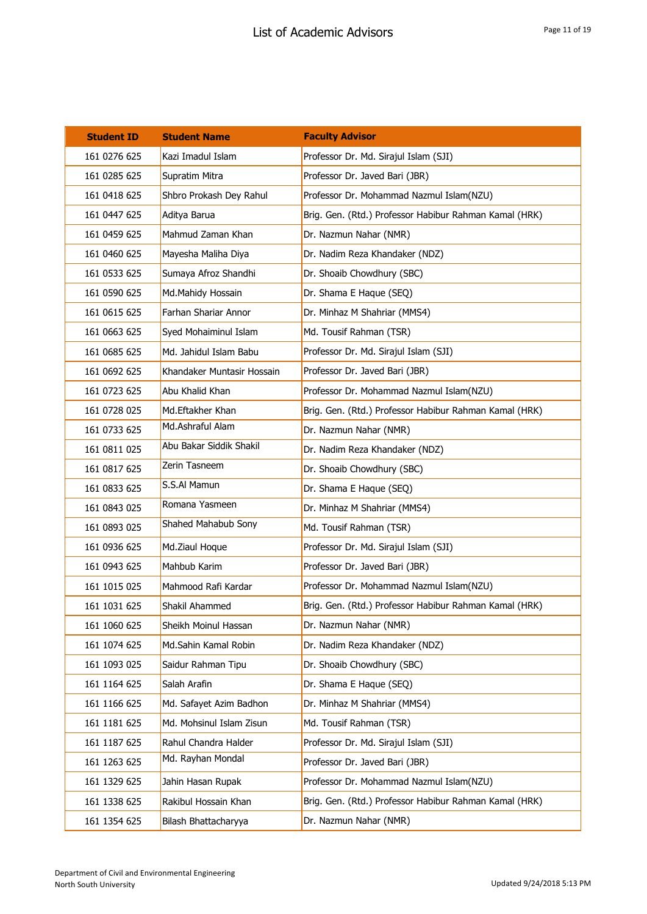# List of Academic Advisors

| Student ID | Student Name | Faculty Advisor |
|---|---|---|
| 161 0276 625 | Kazi Imadul Islam | Professor Dr. Md. Sirajul Islam (SJI) |
| 161 0285 625 | Supratim Mitra | Professor Dr. Javed Bari (JBR) |
| 161 0418 625 | Shbro Prokash Dey Rahul | Professor Dr. Mohammad Nazmul Islam(NZU) |
| 161 0447 625 | Aditya Barua | Brig. Gen. (Rtd.) Professor Habibur Rahman Kamal (HRK) |
| 161 0459 625 | Mahmud Zaman Khan | Dr. Nazmun Nahar (NMR) |
| 161 0460 625 | Mayesha Maliha Diya | Dr. Nadim Reza Khandaker (NDZ) |
| 161 0533 625 | Sumaya Afroz Shandhi | Dr. Shoaib Chowdhury (SBC) |
| 161 0590 625 | Md.Mahidy Hossain | Dr. Shama E Haque (SEQ) |
| 161 0615 625 | Farhan Shariar Annor | Dr. Minhaz M Shahriar (MMS4) |
| 161 0663 625 | Syed Mohaiminul Islam | Md. Tousif Rahman (TSR) |
| 161 0685 625 | Md. Jahidul Islam Babu | Professor Dr. Md. Sirajul Islam (SJI) |
| 161 0692 625 | Khandaker Muntasir Hossain | Professor Dr. Javed Bari (JBR) |
| 161 0723 625 | Abu Khalid Khan | Professor Dr. Mohammad Nazmul Islam(NZU) |
| 161 0728 025 | Md.Eftakher Khan | Brig. Gen. (Rtd.) Professor Habibur Rahman Kamal (HRK) |
| 161 0733 625 | Md.Ashraful Alam | Dr. Nazmun Nahar (NMR) |
| 161 0811 025 | Abu Bakar Siddik Shakil | Dr. Nadim Reza Khandaker (NDZ) |
| 161 0817 625 | Zerin Tasneem | Dr. Shoaib Chowdhury (SBC) |
| 161 0833 625 | S.S.Al Mamun | Dr. Shama E Haque (SEQ) |
| 161 0843 025 | Romana Yasmeen | Dr. Minhaz M Shahriar (MMS4) |
| 161 0893 025 | Shahed Mahabub Sony | Md. Tousif Rahman (TSR) |
| 161 0936 625 | Md.Ziaul Hoque | Professor Dr. Md. Sirajul Islam (SJI) |
| 161 0943 625 | Mahbub Karim | Professor Dr. Javed Bari (JBR) |
| 161 1015 025 | Mahmood Rafi Kardar | Professor Dr. Mohammad Nazmul Islam(NZU) |
| 161 1031 625 | Shakil Ahammed | Brig. Gen. (Rtd.) Professor Habibur Rahman Kamal (HRK) |
| 161 1060 625 | Sheikh Moinul Hassan | Dr. Nazmun Nahar (NMR) |
| 161 1074 625 | Md.Sahin Kamal Robin | Dr. Nadim Reza Khandaker (NDZ) |
| 161 1093 025 | Saidur Rahman Tipu | Dr. Shoaib Chowdhury (SBC) |
| 161 1164 625 | Salah Arafin | Dr. Shama E Haque (SEQ) |
| 161 1166 625 | Md. Safayet Azim Badhon | Dr. Minhaz M Shahriar (MMS4) |
| 161 1181 625 | Md. Mohsinul Islam Zisun | Md. Tousif Rahman (TSR) |
| 161 1187 625 | Rahul Chandra Halder | Professor Dr. Md. Sirajul Islam (SJI) |
| 161 1263 625 | Md. Rayhan Mondal | Professor Dr. Javed Bari (JBR) |
| 161 1329 625 | Jahin Hasan Rupak | Professor Dr. Mohammad Nazmul Islam(NZU) |
| 161 1338 625 | Rakibul Hossain Khan | Brig. Gen. (Rtd.) Professor Habibur Rahman Kamal (HRK) |
| 161 1354 625 | Bilash Bhattacharyya | Dr. Nazmun Nahar (NMR) |

Department of Civil and Environmental Engineering
North South University

Updated 9/24/2018 5:13 PM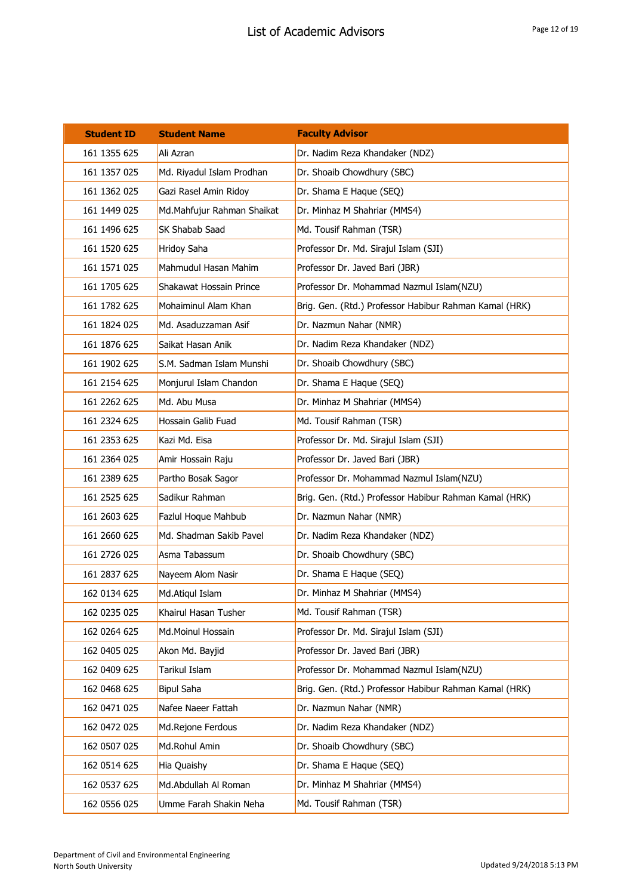| Student ID | Student Name | Faculty Advisor |
|---|---|---|
| 161 1355 625 | Ali Azran | Dr. Nadim Reza Khandaker (NDZ) |
| 161 1357 025 | Md. Riyadul Islam Prodhan | Dr. Shoaib Chowdhury (SBC) |
| 161 1362 025 | Gazi Rasel Amin Ridoy | Dr. Shama E Haque (SEQ) |
| 161 1449 025 | Md.Mahfujur Rahman Shaikat | Dr. Minhaz M Shahriar (MMS4) |
| 161 1496 625 | SK Shabab Saad | Md. Tousif Rahman (TSR) |
| 161 1520 625 | Hridoy Saha | Professor Dr. Md. Sirajul Islam (SJI) |
| 161 1571 025 | Mahmudul Hasan Mahim | Professor Dr. Javed Bari (JBR) |
| 161 1705 625 | Shakawat Hossain Prince | Professor Dr. Mohammad Nazmul Islam(NZU) |
| 161 1782 625 | Mohaiminul Alam Khan | Brig. Gen. (Rtd.) Professor Habibur Rahman Kamal (HRK) |
| 161 1824 025 | Md. Asaduzzaman Asif | Dr. Nazmun Nahar (NMR) |
| 161 1876 625 | Saikat Hasan Anik | Dr. Nadim Reza Khandaker (NDZ) |
| 161 1902 625 | S.M. Sadman Islam Munshi | Dr. Shoaib Chowdhury (SBC) |
| 161 2154 625 | Monjurul Islam Chandon | Dr. Shama E Haque (SEQ) |
| 161 2262 625 | Md. Abu Musa | Dr. Minhaz M Shahriar (MMS4) |
| 161 2324 625 | Hossain Galib Fuad | Md. Tousif Rahman (TSR) |
| 161 2353 625 | Kazi Md. Eisa | Professor Dr. Md. Sirajul Islam (SJI) |
| 161 2364 025 | Amir Hossain Raju | Professor Dr. Javed Bari (JBR) |
| 161 2389 625 | Partho Bosak Sagor | Professor Dr. Mohammad Nazmul Islam(NZU) |
| 161 2525 625 | Sadikur Rahman | Brig. Gen. (Rtd.) Professor Habibur Rahman Kamal (HRK) |
| 161 2603 625 | Fazlul Hoque Mahbub | Dr. Nazmun Nahar (NMR) |
| 161 2660 625 | Md. Shadman Sakib Pavel | Dr. Nadim Reza Khandaker (NDZ) |
| 161 2726 025 | Asma Tabassum | Dr. Shoaib Chowdhury (SBC) |
| 161 2837 625 | Nayeem Alom Nasir | Dr. Shama E Haque (SEQ) |
| 162 0134 625 | Md.Atiqul Islam | Dr. Minhaz M Shahriar (MMS4) |
| 162 0235 025 | Khairul Hasan Tusher | Md. Tousif Rahman (TSR) |
| 162 0264 625 | Md.Moinul Hossain | Professor Dr. Md. Sirajul Islam (SJI) |
| 162 0405 025 | Akon Md. Bayjid | Professor Dr. Javed Bari (JBR) |
| 162 0409 625 | Tarikul Islam | Professor Dr. Mohammad Nazmul Islam(NZU) |
| 162 0468 625 | Bipul Saha | Brig. Gen. (Rtd.) Professor Habibur Rahman Kamal (HRK) |
| 162 0471 025 | Nafee Naeer Fattah | Dr. Nazmun Nahar (NMR) |
| 162 0472 025 | Md.Rejone Ferdous | Dr. Nadim Reza Khandaker (NDZ) |
| 162 0507 025 | Md.Rohul Amin | Dr. Shoaib Chowdhury (SBC) |
| 162 0514 625 | Hia Quaishy | Dr. Shama E Haque (SEQ) |
| 162 0537 625 | Md.Abdullah Al Roman | Dr. Minhaz M Shahriar (MMS4) |
| 162 0556 025 | Umme Farah Shakin Neha | Md. Tousif Rahman (TSR) |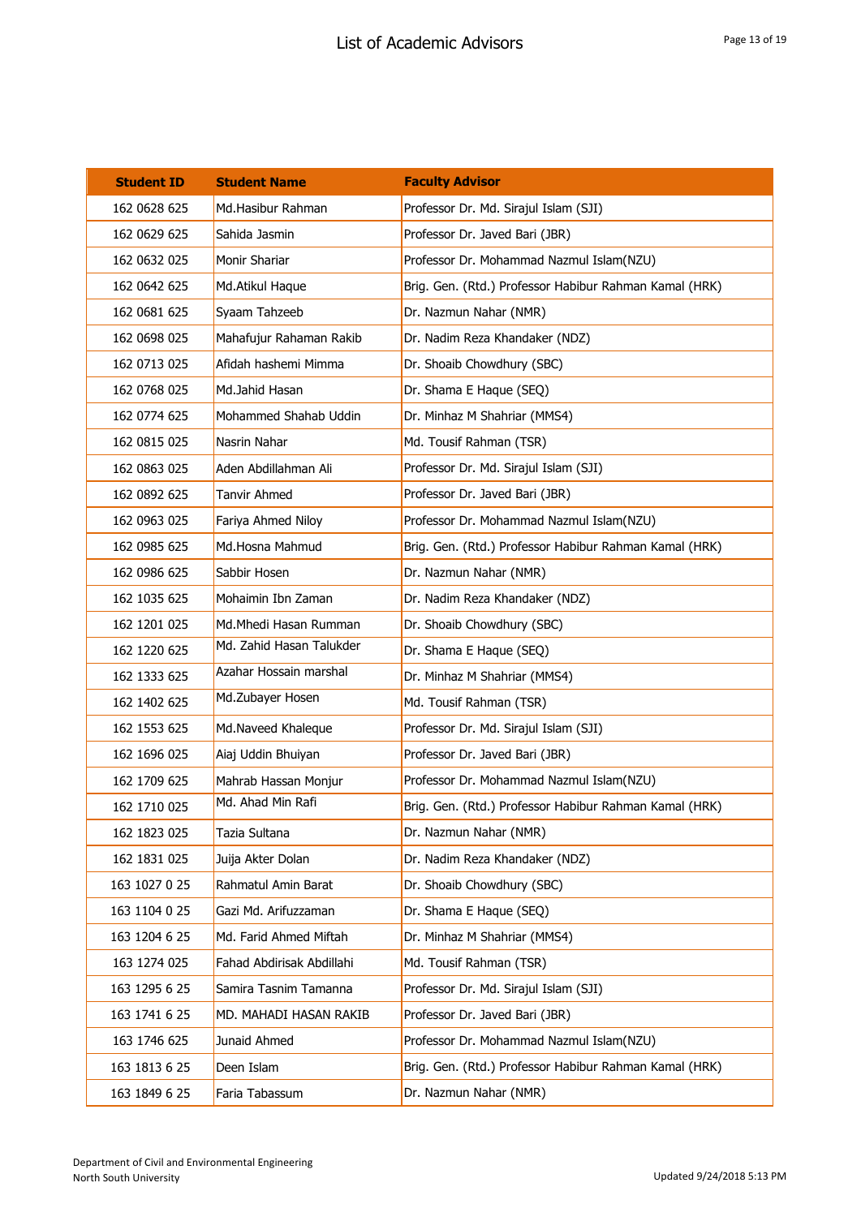# List of Academic Advisors

| Student ID | Student Name | Faculty Advisor |
|---|---|---|
| 162 0628 625 | Md.Hasibur Rahman | Professor Dr. Md. Sirajul Islam (SJI) |
| 162 0629 625 | Sahida Jasmin | Professor Dr. Javed Bari (JBR) |
| 162 0632 025 | Monir Shariar | Professor Dr. Mohammad Nazmul Islam(NZU) |
| 162 0642 625 | Md.Atikul Haque | Brig. Gen. (Rtd.) Professor Habibur Rahman Kamal (HRK) |
| 162 0681 625 | Syaam Tahzeeb | Dr. Nazmun Nahar (NMR) |
| 162 0698 025 | Mahafujur Rahaman Rakib | Dr. Nadim Reza Khandaker (NDZ) |
| 162 0713 025 | Afidah hashemi Mimma | Dr. Shoaib Chowdhury (SBC) |
| 162 0768 025 | Md.Jahid Hasan | Dr. Shama E Haque (SEQ) |
| 162 0774 625 | Mohammed Shahab Uddin | Dr. Minhaz M Shahriar (MMS4) |
| 162 0815 025 | Nasrin Nahar | Md. Tousif Rahman (TSR) |
| 162 0863 025 | Aden Abdillahman Ali | Professor Dr. Md. Sirajul Islam (SJI) |
| 162 0892 625 | Tanvir Ahmed | Professor Dr. Javed Bari (JBR) |
| 162 0963 025 | Fariya Ahmed Niloy | Professor Dr. Mohammad Nazmul Islam(NZU) |
| 162 0985 625 | Md.Hosna Mahmud | Brig. Gen. (Rtd.) Professor Habibur Rahman Kamal (HRK) |
| 162 0986 625 | Sabbir Hosen | Dr. Nazmun Nahar (NMR) |
| 162 1035 625 | Mohaimin Ibn Zaman | Dr. Nadim Reza Khandaker (NDZ) |
| 162 1201 025 | Md.Mhedi Hasan Rumman | Dr. Shoaib Chowdhury (SBC) |
| 162 1220 625 | Md. Zahid Hasan Talukder | Dr. Shama E Haque (SEQ) |
| 162 1333 625 | Azahar Hossain marshal | Dr. Minhaz M Shahriar (MMS4) |
| 162 1402 625 | Md.Zubayer Hosen | Md. Tousif Rahman (TSR) |
| 162 1553 625 | Md.Naveed Khaleque | Professor Dr. Md. Sirajul Islam (SJI) |
| 162 1696 025 | Aiaj Uddin Bhuiyan | Professor Dr. Javed Bari (JBR) |
| 162 1709 625 | Mahrab Hassan Monjur | Professor Dr. Mohammad Nazmul Islam(NZU) |
| 162 1710 025 | Md. Ahad Min Rafi | Brig. Gen. (Rtd.) Professor Habibur Rahman Kamal (HRK) |
| 162 1823 025 | Tazia Sultana | Dr. Nazmun Nahar (NMR) |
| 162 1831 025 | Juija Akter Dolan | Dr. Nadim Reza Khandaker (NDZ) |
| 163 1027 0 25 | Rahmatul Amin Barat | Dr. Shoaib Chowdhury (SBC) |
| 163 1104 0 25 | Gazi Md. Arifuzzaman | Dr. Shama E Haque (SEQ) |
| 163 1204 6 25 | Md. Farid Ahmed Miftah | Dr. Minhaz M Shahriar (MMS4) |
| 163 1274 025 | Fahad Abdirisak Abdillahi | Md. Tousif Rahman (TSR) |
| 163 1295 6 25 | Samira Tasnim Tamanna | Professor Dr. Md. Sirajul Islam (SJI) |
| 163 1741 6 25 | MD. MAHADI HASAN RAKIB | Professor Dr. Javed Bari (JBR) |
| 163 1746 625 | Junaid Ahmed | Professor Dr. Mohammad Nazmul Islam(NZU) |
| 163 1813 6 25 | Deen Islam | Brig. Gen. (Rtd.) Professor Habibur Rahman Kamal (HRK) |
| 163 1849 6 25 | Faria Tabassum | Dr. Nazmun Nahar (NMR) |

Department of Civil and Environmental Engineering
North South University

Updated 9/24/2018 5:13 PM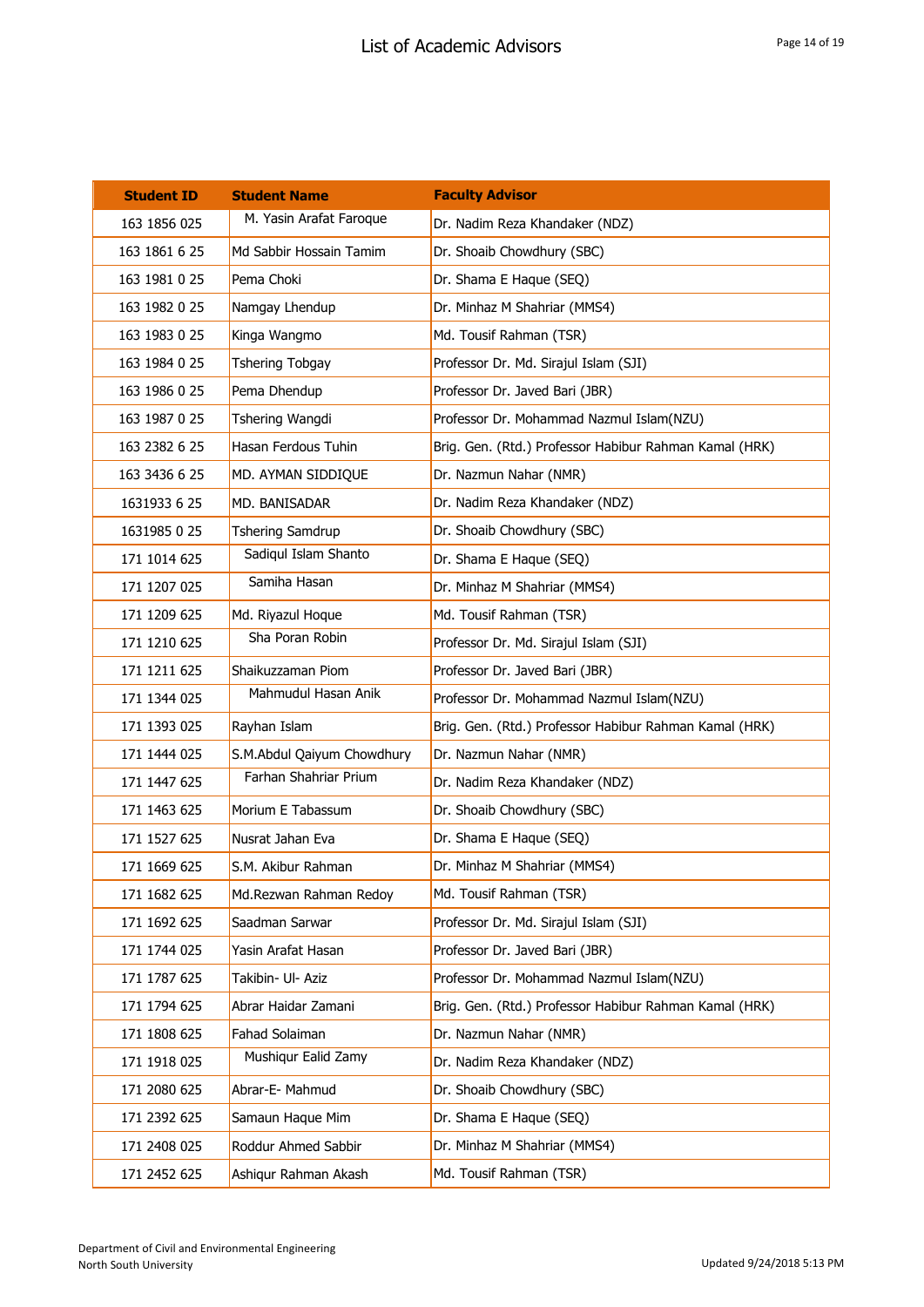| Student ID | Student Name | Faculty Advisor |
|---|---|---|
| 163 1856 025 | M. Yasin Arafat Faroque | Dr. Nadim Reza Khandaker (NDZ) |
| 163 1861 6 25 | Md Sabbir Hossain Tamim | Dr. Shoaib Chowdhury (SBC) |
| 163 1981 0 25 | Pema Choki | Dr. Shama E Haque (SEQ) |
| 163 1982 0 25 | Namgay Lhendup | Dr. Minhaz M Shahriar (MMS4) |
| 163 1983 0 25 | Kinga Wangmo | Md. Tousif Rahman (TSR) |
| 163 1984 0 25 | Tshering Tobgay | Professor Dr. Md. Sirajul Islam (SJI) |
| 163 1986 0 25 | Pema Dhendup | Professor Dr. Javed Bari (JBR) |
| 163 1987 0 25 | Tshering Wangdi | Professor Dr. Mohammad Nazmul Islam(NZU) |
| 163 2382 6 25 | Hasan Ferdous Tuhin | Brig. Gen. (Rtd.) Professor Habibur Rahman Kamal (HRK) |
| 163 3436 6 25 | MD. AYMAN SIDDIQUE | Dr. Nazmun Nahar (NMR) |
| 1631933 6 25 | MD. BANISADAR | Dr. Nadim Reza Khandaker (NDZ) |
| 1631985 0 25 | Tshering Samdrup | Dr. Shoaib Chowdhury (SBC) |
| 171 1014 625 | Sadiqul Islam Shanto | Dr. Shama E Haque (SEQ) |
| 171 1207 025 | Samiha Hasan | Dr. Minhaz M Shahriar (MMS4) |
| 171 1209 625 | Md. Riyazul Hoque | Md. Tousif Rahman (TSR) |
| 171 1210 625 | Sha Poran Robin | Professor Dr. Md. Sirajul Islam (SJI) |
| 171 1211 625 | Shaikuzzaman Piom | Professor Dr. Javed Bari (JBR) |
| 171 1344 025 | Mahmudul Hasan Anik | Professor Dr. Mohammad Nazmul Islam(NZU) |
| 171 1393 025 | Rayhan Islam | Brig. Gen. (Rtd.) Professor Habibur Rahman Kamal (HRK) |
| 171 1444 025 | S.M.Abdul Qaiyum Chowdhury | Dr. Nazmun Nahar (NMR) |
| 171 1447 625 | Farhan Shahriar Prium | Dr. Nadim Reza Khandaker (NDZ) |
| 171 1463 625 | Morium E Tabassum | Dr. Shoaib Chowdhury (SBC) |
| 171 1527 625 | Nusrat Jahan Eva | Dr. Shama E Haque (SEQ) |
| 171 1669 625 | S.M. Akibur Rahman | Dr. Minhaz M Shahriar (MMS4) |
| 171 1682 625 | Md.Rezwan Rahman Redoy | Md. Tousif Rahman (TSR) |
| 171 1692 625 | Saadman Sarwar | Professor Dr. Md. Sirajul Islam (SJI) |
| 171 1744 025 | Yasin Arafat Hasan | Professor Dr. Javed Bari (JBR) |
| 171 1787 625 | Takibin- Ul- Aziz | Professor Dr. Mohammad Nazmul Islam(NZU) |
| 171 1794 625 | Abrar Haidar Zamani | Brig. Gen. (Rtd.) Professor Habibur Rahman Kamal (HRK) |
| 171 1808 625 | Fahad Solaiman | Dr. Nazmun Nahar (NMR) |
| 171 1918 025 | Mushiqur Ealid Zamy | Dr. Nadim Reza Khandaker (NDZ) |
| 171 2080 625 | Abrar-E- Mahmud | Dr. Shoaib Chowdhury (SBC) |
| 171 2392 625 | Samaun Haque Mim | Dr. Shama E Haque (SEQ) |
| 171 2408 025 | Roddur Ahmed Sabbir | Dr. Minhaz M Shahriar (MMS4) |
| 171 2452 625 | Ashiqur Rahman Akash | Md. Tousif Rahman (TSR) |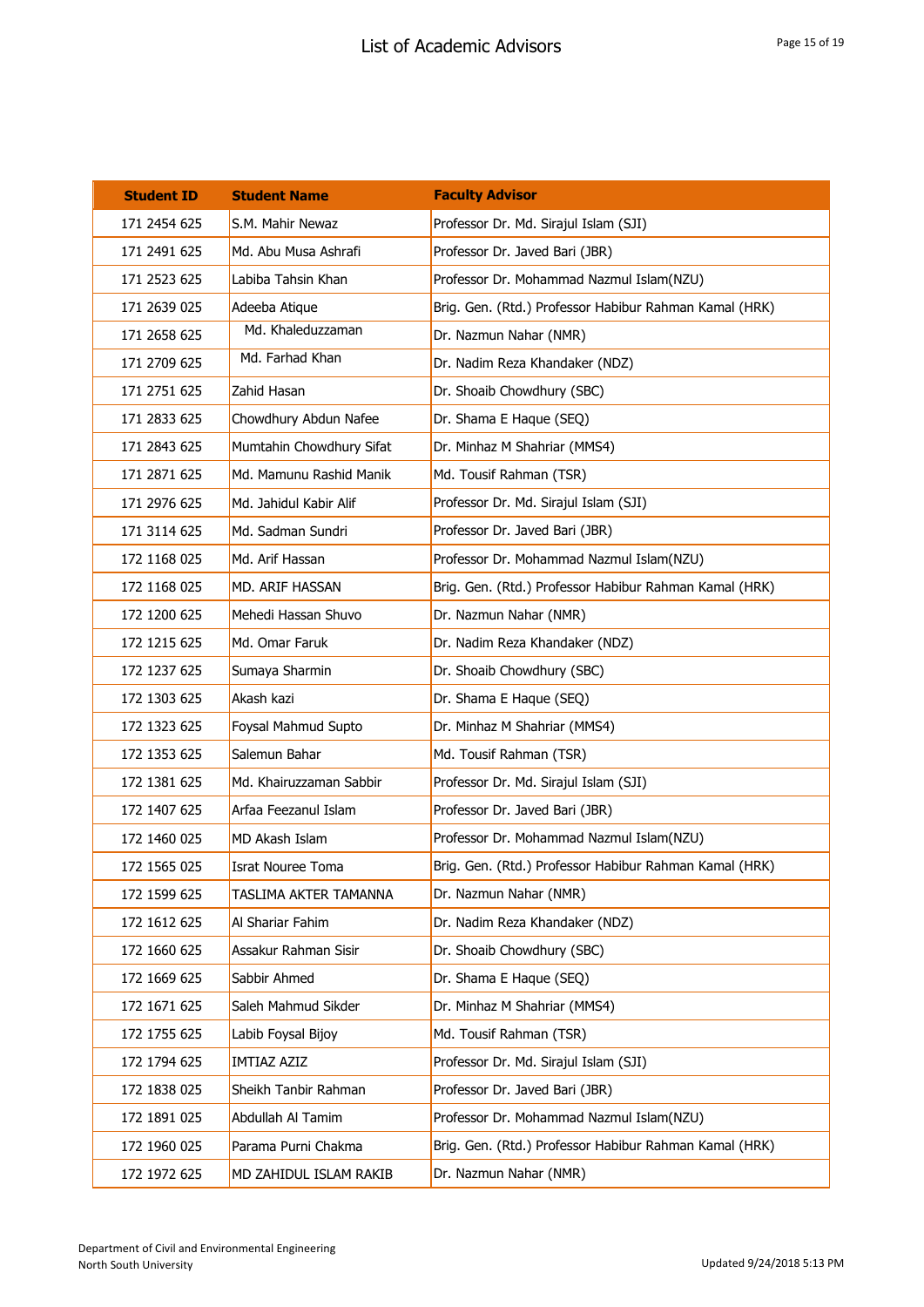| Student ID | Student Name | Faculty Advisor |
|---|---|---|
| 171 2454 625 | S.M. Mahir Newaz | Professor Dr. Md. Sirajul Islam (SJI) |
| 171 2491 625 | Md. Abu Musa Ashrafi | Professor Dr. Javed Bari (JBR) |
| 171 2523 625 | Labiba Tahsin Khan | Professor Dr. Mohammad Nazmul Islam(NZU) |
| 171 2639 025 | Adeeba Atique | Brig. Gen. (Rtd.) Professor Habibur Rahman Kamal (HRK) |
| 171 2658 625 | Md. Khaleduzzaman | Dr. Nazmun Nahar (NMR) |
| 171 2709 625 | Md. Farhad Khan | Dr. Nadim Reza Khandaker (NDZ) |
| 171 2751 625 | Zahid Hasan | Dr. Shoaib Chowdhury (SBC) |
| 171 2833 625 | Chowdhury Abdun Nafee | Dr. Shama E Haque (SEQ) |
| 171 2843 625 | Mumtahin Chowdhury Sifat | Dr. Minhaz M Shahriar (MMS4) |
| 171 2871 625 | Md. Mamunu Rashid Manik | Md. Tousif Rahman (TSR) |
| 171 2976 625 | Md. Jahidul Kabir Alif | Professor Dr. Md. Sirajul Islam (SJI) |
| 171 3114 625 | Md. Sadman Sundri | Professor Dr. Javed Bari (JBR) |
| 172 1168 025 | Md. Arif Hassan | Professor Dr. Mohammad Nazmul Islam(NZU) |
| 172 1168 025 | MD. ARIF HASSAN | Brig. Gen. (Rtd.) Professor Habibur Rahman Kamal (HRK) |
| 172 1200 625 | Mehedi Hassan Shuvo | Dr. Nazmun Nahar (NMR) |
| 172 1215 625 | Md. Omar Faruk | Dr. Nadim Reza Khandaker (NDZ) |
| 172 1237 625 | Sumaya Sharmin | Dr. Shoaib Chowdhury (SBC) |
| 172 1303 625 | Akash kazi | Dr. Shama E Haque (SEQ) |
| 172 1323 625 | Foysal Mahmud Supto | Dr. Minhaz M Shahriar (MMS4) |
| 172 1353 625 | Salemun Bahar | Md. Tousif Rahman (TSR) |
| 172 1381 625 | Md. Khairuzzaman Sabbir | Professor Dr. Md. Sirajul Islam (SJI) |
| 172 1407 625 | Arfaa Feezanul Islam | Professor Dr. Javed Bari (JBR) |
| 172 1460 025 | MD Akash Islam | Professor Dr. Mohammad Nazmul Islam(NZU) |
| 172 1565 025 | Israt Nouree Toma | Brig. Gen. (Rtd.) Professor Habibur Rahman Kamal (HRK) |
| 172 1599 625 | TASLIMA AKTER TAMANNA | Dr. Nazmun Nahar (NMR) |
| 172 1612 625 | Al Shariar Fahim | Dr. Nadim Reza Khandaker (NDZ) |
| 172 1660 625 | Assakur Rahman Sisir | Dr. Shoaib Chowdhury (SBC) |
| 172 1669 625 | Sabbir Ahmed | Dr. Shama E Haque (SEQ) |
| 172 1671 625 | Saleh Mahmud Sikder | Dr. Minhaz M Shahriar (MMS4) |
| 172 1755 625 | Labib Foysal Bijoy | Md. Tousif Rahman (TSR) |
| 172 1794 625 | IMTIAZ AZIZ | Professor Dr. Md. Sirajul Islam (SJI) |
| 172 1838 025 | Sheikh Tanbir Rahman | Professor Dr. Javed Bari (JBR) |
| 172 1891 025 | Abdullah Al Tamim | Professor Dr. Mohammad Nazmul Islam(NZU) |
| 172 1960 025 | Parama Purni Chakma | Brig. Gen. (Rtd.) Professor Habibur Rahman Kamal (HRK) |
| 172 1972 625 | MD ZAHIDUL ISLAM RAKIB | Dr. Nazmun Nahar (NMR) |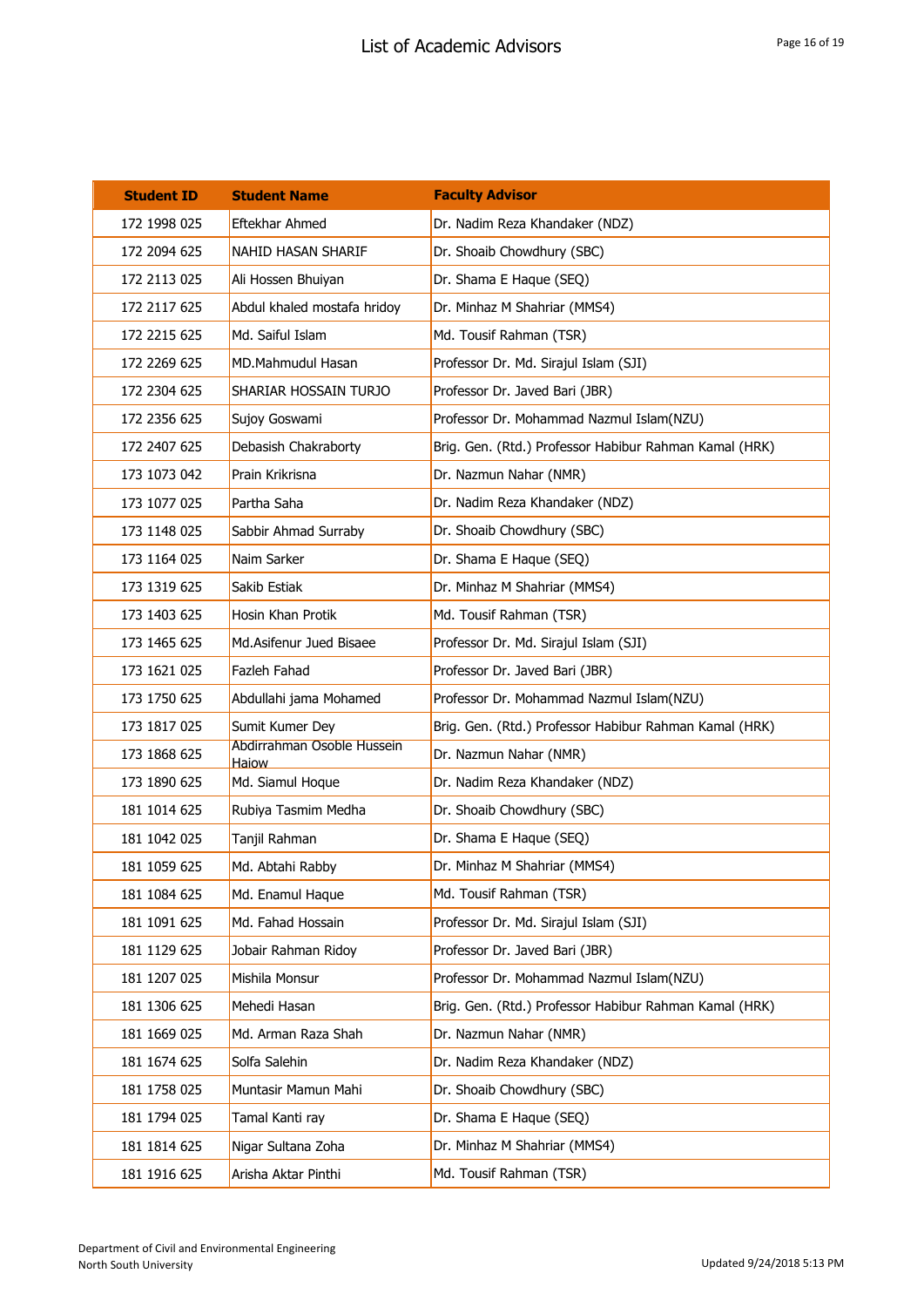| Student ID | Student Name | Faculty Advisor |
| --- | --- | --- |
| 172 1998 025 | Eftekhar Ahmed | Dr. Nadim Reza Khandaker (NDZ) |
| 172 2094 625 | NAHID HASAN SHARIF | Dr. Shoaib Chowdhury (SBC) |
| 172 2113 025 | Ali Hossen Bhuiyan | Dr. Shama E Haque (SEQ) |
| 172 2117 625 | Abdul khaled mostafa hridoy | Dr. Minhaz M Shahriar (MMS4) |
| 172 2215 625 | Md. Saiful Islam | Md. Tousif Rahman (TSR) |
| 172 2269 625 | MD.Mahmudul Hasan | Professor Dr. Md. Sirajul Islam (SJI) |
| 172 2304 625 | SHARIAR HOSSAIN TURJO | Professor Dr. Javed Bari (JBR) |
| 172 2356 625 | Sujoy Goswami | Professor Dr. Mohammad Nazmul Islam(NZU) |
| 172 2407 625 | Debasish Chakraborty | Brig. Gen. (Rtd.) Professor Habibur Rahman Kamal (HRK) |
| 173 1073 042 | Prain Krikrisna | Dr. Nazmun Nahar (NMR) |
| 173 1077 025 | Partha Saha | Dr. Nadim Reza Khandaker (NDZ) |
| 173 1148 025 | Sabbir Ahmad Surraby | Dr. Shoaib Chowdhury (SBC) |
| 173 1164 025 | Naim Sarker | Dr. Shama E Haque (SEQ) |
| 173 1319 625 | Sakib Estiak | Dr. Minhaz M Shahriar (MMS4) |
| 173 1403 625 | Hosin Khan Protik | Md. Tousif Rahman (TSR) |
| 173 1465 625 | Md.Asifenur Jued Bisaee | Professor Dr. Md. Sirajul Islam (SJI) |
| 173 1621 025 | Fazleh Fahad | Professor Dr. Javed Bari (JBR) |
| 173 1750 625 | Abdullahi jama Mohamed | Professor Dr. Mohammad Nazmul Islam(NZU) |
| 173 1817 025 | Sumit Kumer Dey | Brig. Gen. (Rtd.) Professor Habibur Rahman Kamal (HRK) |
| 173 1868 625 | Abdirrahman Osoble Hussein Haiow | Dr. Nazmun Nahar (NMR) |
| 173 1890 625 | Md. Siamul Hoque | Dr. Nadim Reza Khandaker (NDZ) |
| 181 1014 625 | Rubiya Tasmim Medha | Dr. Shoaib Chowdhury (SBC) |
| 181 1042 025 | Tanjil Rahman | Dr. Shama E Haque (SEQ) |
| 181 1059 625 | Md. Abtahi Rabby | Dr. Minhaz M Shahriar (MMS4) |
| 181 1084 625 | Md. Enamul Haque | Md. Tousif Rahman (TSR) |
| 181 1091 625 | Md. Fahad Hossain | Professor Dr. Md. Sirajul Islam (SJI) |
| 181 1129 625 | Jobair Rahman Ridoy | Professor Dr. Javed Bari (JBR) |
| 181 1207 025 | Mishila Monsur | Professor Dr. Mohammad Nazmul Islam(NZU) |
| 181 1306 625 | Mehedi Hasan | Brig. Gen. (Rtd.) Professor Habibur Rahman Kamal (HRK) |
| 181 1669 025 | Md. Arman Raza Shah | Dr. Nazmun Nahar (NMR) |
| 181 1674 625 | Solfa Salehin | Dr. Nadim Reza Khandaker (NDZ) |
| 181 1758 025 | Muntasir Mamun Mahi | Dr. Shoaib Chowdhury (SBC) |
| 181 1794 025 | Tamal Kanti ray | Dr. Shama E Haque (SEQ) |
| 181 1814 625 | Nigar Sultana Zoha | Dr. Minhaz M Shahriar (MMS4) |
| 181 1916 625 | Arisha Aktar Pinthi | Md. Tousif Rahman (TSR) |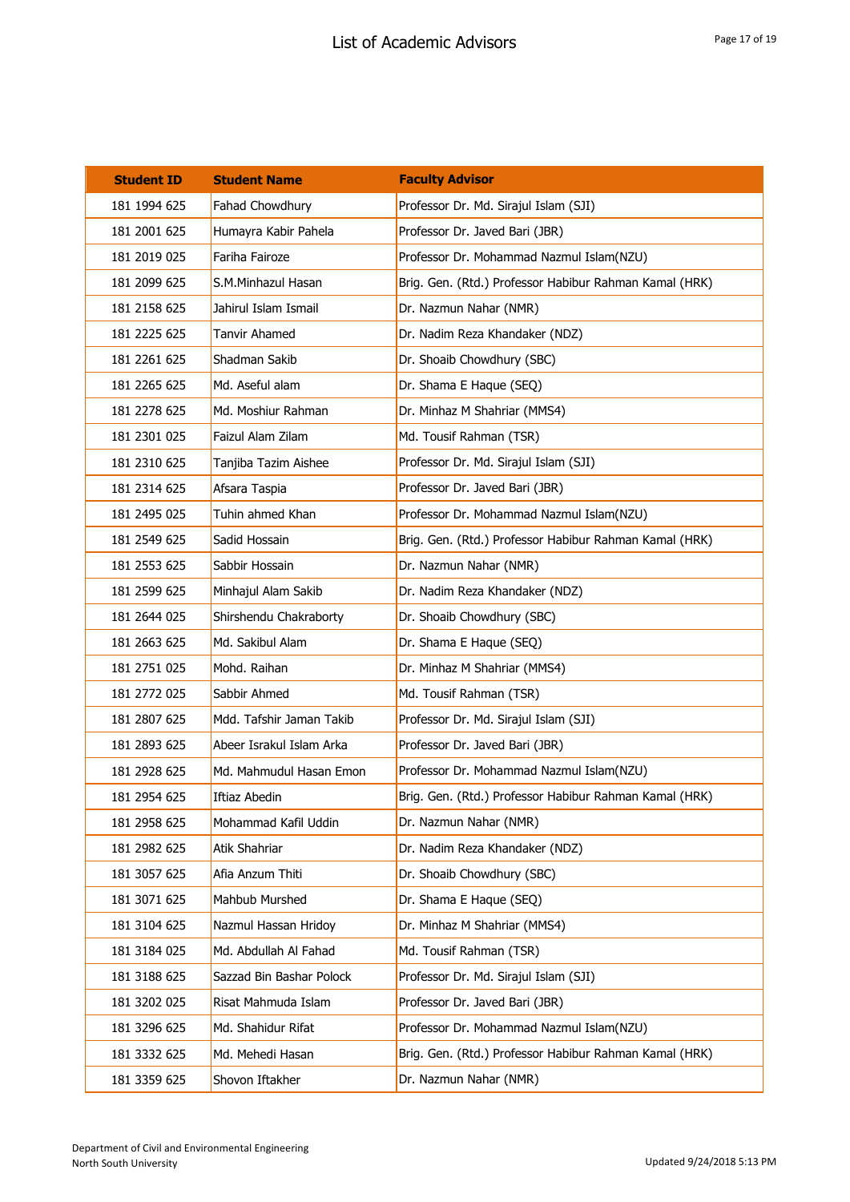| Student ID | Student Name | Faculty Advisor |
|---|---|---|
| 181 1994 625 | Fahad Chowdhury | Professor Dr. Md. Sirajul Islam (SJI) |
| 181 2001 625 | Humayra Kabir Pahela | Professor Dr. Javed Bari (JBR) |
| 181 2019 025 | Fariha Fairoze | Professor Dr. Mohammad Nazmul Islam(NZU) |
| 181 2099 625 | S.M.Minhazul Hasan | Brig. Gen. (Rtd.) Professor Habibur Rahman Kamal (HRK) |
| 181 2158 625 | Jahirul Islam Ismail | Dr. Nazmun Nahar (NMR) |
| 181 2225 625 | Tanvir Ahamed | Dr. Nadim Reza Khandaker (NDZ) |
| 181 2261 625 | Shadman Sakib | Dr. Shoaib Chowdhury (SBC) |
| 181 2265 625 | Md. Aseful alam | Dr. Shama E Haque (SEQ) |
| 181 2278 625 | Md. Moshiur Rahman | Dr. Minhaz M Shahriar (MMS4) |
| 181 2301 025 | Faizul Alam Zilam | Md. Tousif Rahman (TSR) |
| 181 2310 625 | Tanjiba Tazim Aishee | Professor Dr. Md. Sirajul Islam (SJI) |
| 181 2314 625 | Afsara Taspia | Professor Dr. Javed Bari (JBR) |
| 181 2495 025 | Tuhin ahmed Khan | Professor Dr. Mohammad Nazmul Islam(NZU) |
| 181 2549 625 | Sadid Hossain | Brig. Gen. (Rtd.) Professor Habibur Rahman Kamal (HRK) |
| 181 2553 625 | Sabbir Hossain | Dr. Nazmun Nahar (NMR) |
| 181 2599 625 | Minhajul Alam Sakib | Dr. Nadim Reza Khandaker (NDZ) |
| 181 2644 025 | Shirshendu Chakraborty | Dr. Shoaib Chowdhury (SBC) |
| 181 2663 625 | Md. Sakibul Alam | Dr. Shama E Haque (SEQ) |
| 181 2751 025 | Mohd. Raihan | Dr. Minhaz M Shahriar (MMS4) |
| 181 2772 025 | Sabbir Ahmed | Md. Tousif Rahman (TSR) |
| 181 2807 625 | Mdd. Tafshir Jaman Takib | Professor Dr. Md. Sirajul Islam (SJI) |
| 181 2893 625 | Abeer Israkul Islam Arka | Professor Dr. Javed Bari (JBR) |
| 181 2928 625 | Md. Mahmudul Hasan Emon | Professor Dr. Mohammad Nazmul Islam(NZU) |
| 181 2954 625 | Iftiaz Abedin | Brig. Gen. (Rtd.) Professor Habibur Rahman Kamal (HRK) |
| 181 2958 625 | Mohammad Kafil Uddin | Dr. Nazmun Nahar (NMR) |
| 181 2982 625 | Atik Shahriar | Dr. Nadim Reza Khandaker (NDZ) |
| 181 3057 625 | Afia Anzum Thiti | Dr. Shoaib Chowdhury (SBC) |
| 181 3071 625 | Mahbub Murshed | Dr. Shama E Haque (SEQ) |
| 181 3104 625 | Nazmul Hassan Hridoy | Dr. Minhaz M Shahriar (MMS4) |
| 181 3184 025 | Md. Abdullah Al Fahad | Md. Tousif Rahman (TSR) |
| 181 3188 625 | Sazzad Bin Bashar Polock | Professor Dr. Md. Sirajul Islam (SJI) |
| 181 3202 025 | Risat Mahmuda Islam | Professor Dr. Javed Bari (JBR) |
| 181 3296 625 | Md. Shahidur Rifat | Professor Dr. Mohammad Nazmul Islam(NZU) |
| 181 3332 625 | Md. Mehedi Hasan | Brig. Gen. (Rtd.) Professor Habibur Rahman Kamal (HRK) |
| 181 3359 625 | Shovon Iftakher | Dr. Nazmun Nahar (NMR) |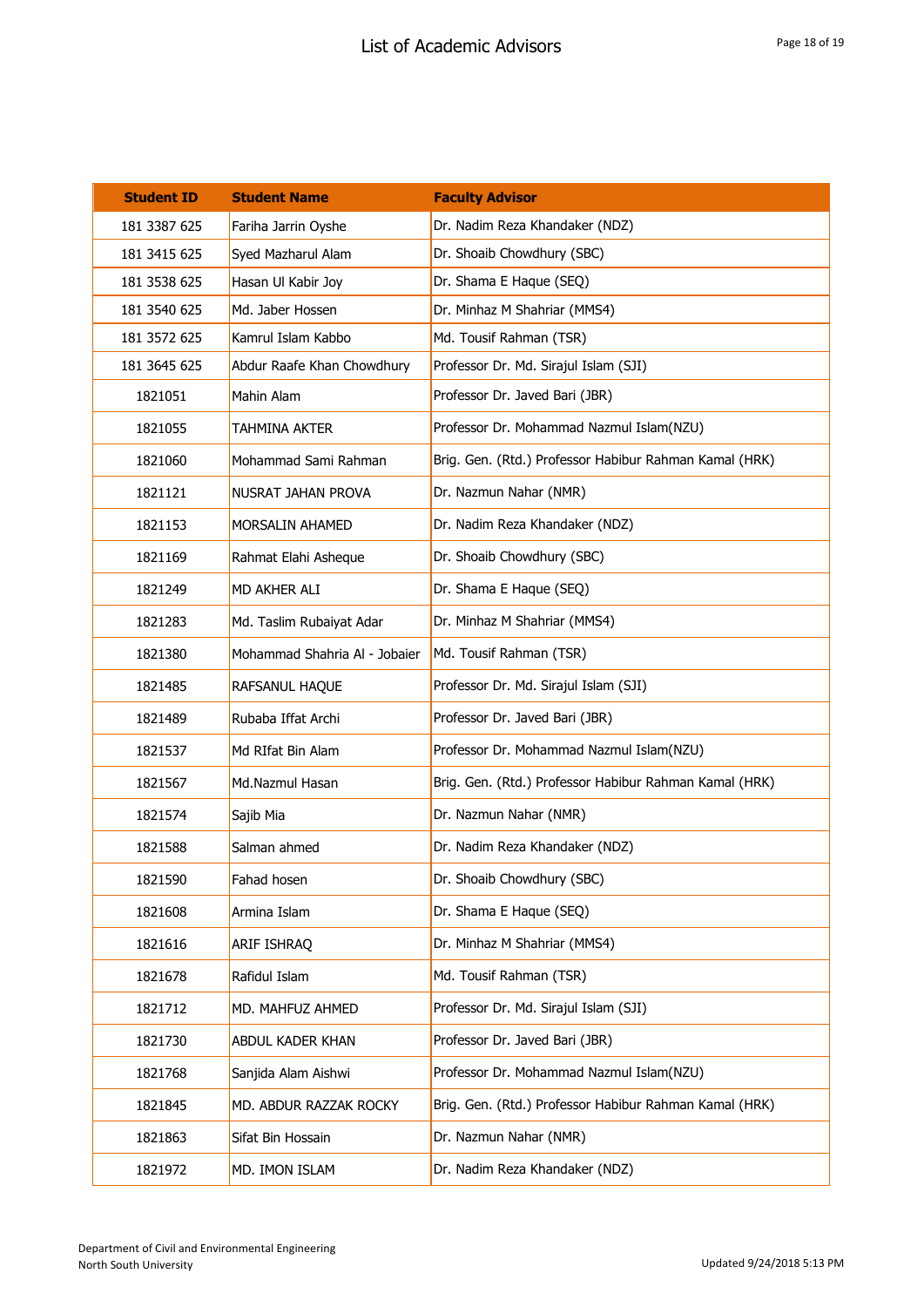# List of Academic Advisors

| Student ID | Student Name | Faculty Advisor |
|---|---|---|
| 181 3387 625 | Fariha Jarrin Oyshe | Dr. Nadim Reza Khandaker (NDZ) |
| 181 3415 625 | Syed Mazharul Alam | Dr. Shoaib Chowdhury (SBC) |
| 181 3538 625 | Hasan Ul Kabir Joy | Dr. Shama E Haque (SEQ) |
| 181 3540 625 | Md. Jaber Hossen | Dr. Minhaz M Shahriar (MMS4) |
| 181 3572 625 | Kamrul Islam Kabbo | Md. Tousif Rahman (TSR) |
| 181 3645 625 | Abdur Raafe Khan Chowdhury | Professor Dr. Md. Sirajul Islam (SJI) |
| 1821051 | Mahin Alam | Professor Dr. Javed Bari (JBR) |
| 1821055 | TAHMINA AKTER | Professor Dr. Mohammad Nazmul Islam(NZU) |
| 1821060 | Mohammad Sami Rahman | Brig. Gen. (Rtd.) Professor Habibur Rahman Kamal (HRK) |
| 1821121 | NUSRAT JAHAN PROVA | Dr. Nazmun Nahar (NMR) |
| 1821153 | MORSALIN AHAMED | Dr. Nadim Reza Khandaker (NDZ) |
| 1821169 | Rahmat Elahi Asheque | Dr. Shoaib Chowdhury (SBC) |
| 1821249 | MD AKHER ALI | Dr. Shama E Haque (SEQ) |
| 1821283 | Md. Taslim Rubaiyat Adar | Dr. Minhaz M Shahriar (MMS4) |
| 1821380 | Mohammad Shahria Al - Jobaier | Md. Tousif Rahman (TSR) |
| 1821485 | RAFSANUL HAQUE | Professor Dr. Md. Sirajul Islam (SJI) |
| 1821489 | Rubaba Iffat Archi | Professor Dr. Javed Bari (JBR) |
| 1821537 | Md RIfat Bin Alam | Professor Dr. Mohammad Nazmul Islam(NZU) |
| 1821567 | Md.Nazmul Hasan | Brig. Gen. (Rtd.) Professor Habibur Rahman Kamal (HRK) |
| 1821574 | Sajib Mia | Dr. Nazmun Nahar (NMR) |
| 1821588 | Salman ahmed | Dr. Nadim Reza Khandaker (NDZ) |
| 1821590 | Fahad hosen | Dr. Shoaib Chowdhury (SBC) |
| 1821608 | Armina Islam | Dr. Shama E Haque (SEQ) |
| 1821616 | ARIF ISHRAQ | Dr. Minhaz M Shahriar (MMS4) |
| 1821678 | Rafidul Islam | Md. Tousif Rahman (TSR) |
| 1821712 | MD. MAHFUZ AHMED | Professor Dr. Md. Sirajul Islam (SJI) |
| 1821730 | ABDUL KADER KHAN | Professor Dr. Javed Bari (JBR) |
| 1821768 | Sanjida Alam Aishwi | Professor Dr. Mohammad Nazmul Islam(NZU) |
| 1821845 | MD. ABDUR RAZZAK ROCKY | Brig. Gen. (Rtd.) Professor Habibur Rahman Kamal (HRK) |
| 1821863 | Sifat Bin Hossain | Dr. Nazmun Nahar (NMR) |
| 1821972 | MD. IMON ISLAM | Dr. Nadim Reza Khandaker (NDZ) |

Department of Civil and Environmental Engineering
North South University

Updated 9/24/2018 5:13 PM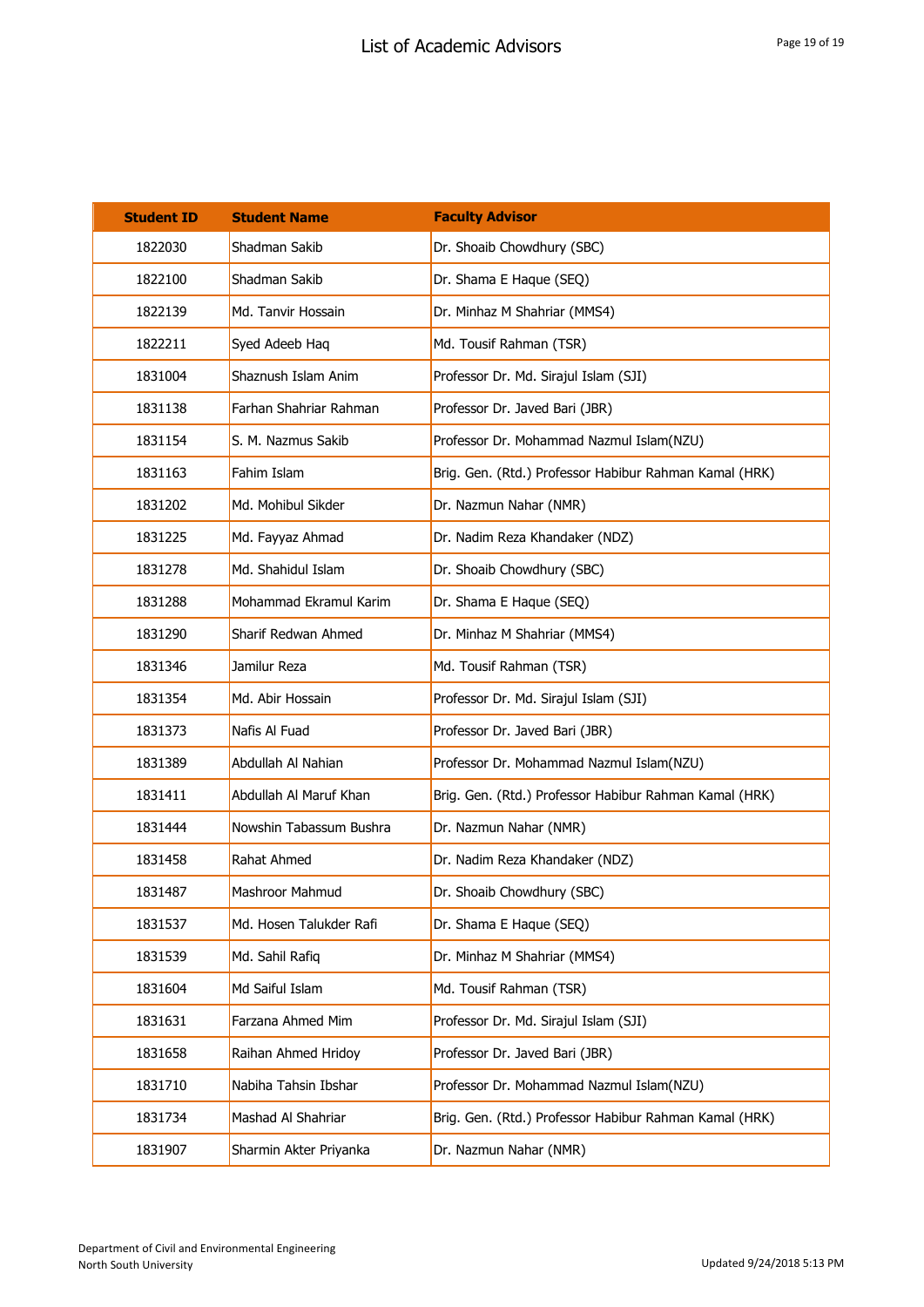# List of Academic Advisors

| Student ID | Student Name | Faculty Advisor |
|---|---|---|
| 1822030 | Shadman Sakib | Dr. Shoaib Chowdhury (SBC) |
| 1822100 | Shadman Sakib | Dr. Shama E Haque (SEQ) |
| 1822139 | Md. Tanvir Hossain | Dr. Minhaz M Shahriar (MMS4) |
| 1822211 | Syed Adeeb Haq | Md. Tousif Rahman (TSR) |
| 1831004 | Shaznush Islam Anim | Professor Dr. Md. Sirajul Islam (SJI) |
| 1831138 | Farhan Shahriar Rahman | Professor Dr. Javed Bari (JBR) |
| 1831154 | S. M. Nazmus Sakib | Professor Dr. Mohammad Nazmul Islam(NZU) |
| 1831163 | Fahim Islam | Brig. Gen. (Rtd.) Professor Habibur Rahman Kamal (HRK) |
| 1831202 | Md. Mohibul Sikder | Dr. Nazmun Nahar (NMR) |
| 1831225 | Md. Fayyaz Ahmad | Dr. Nadim Reza Khandaker (NDZ) |
| 1831278 | Md. Shahidul Islam | Dr. Shoaib Chowdhury (SBC) |
| 1831288 | Mohammad Ekramul Karim | Dr. Shama E Haque (SEQ) |
| 1831290 | Sharif Redwan Ahmed | Dr. Minhaz M Shahriar (MMS4) |
| 1831346 | Jamilur Reza | Md. Tousif Rahman (TSR) |
| 1831354 | Md. Abir Hossain | Professor Dr. Md. Sirajul Islam (SJI) |
| 1831373 | Nafis Al Fuad | Professor Dr. Javed Bari (JBR) |
| 1831389 | Abdullah Al Nahian | Professor Dr. Mohammad Nazmul Islam(NZU) |
| 1831411 | Abdullah Al Maruf Khan | Brig. Gen. (Rtd.) Professor Habibur Rahman Kamal (HRK) |
| 1831444 | Nowshin Tabassum Bushra | Dr. Nazmun Nahar (NMR) |
| 1831458 | Rahat Ahmed | Dr. Nadim Reza Khandaker (NDZ) |
| 1831487 | Mashroor Mahmud | Dr. Shoaib Chowdhury (SBC) |
| 1831537 | Md. Hosen Talukder Rafi | Dr. Shama E Haque (SEQ) |
| 1831539 | Md. Sahil Rafiq | Dr. Minhaz M Shahriar (MMS4) |
| 1831604 | Md Saiful Islam | Md. Tousif Rahman (TSR) |
| 1831631 | Farzana Ahmed Mim | Professor Dr. Md. Sirajul Islam (SJI) |
| 1831658 | Raihan Ahmed Hridoy | Professor Dr. Javed Bari (JBR) |
| 1831710 | Nabiha Tahsin Ibshar | Professor Dr. Mohammad Nazmul Islam(NZU) |
| 1831734 | Mashad Al Shahriar | Brig. Gen. (Rtd.) Professor Habibur Rahman Kamal (HRK) |
| 1831907 | Sharmin Akter Priyanka | Dr. Nazmun Nahar (NMR) |